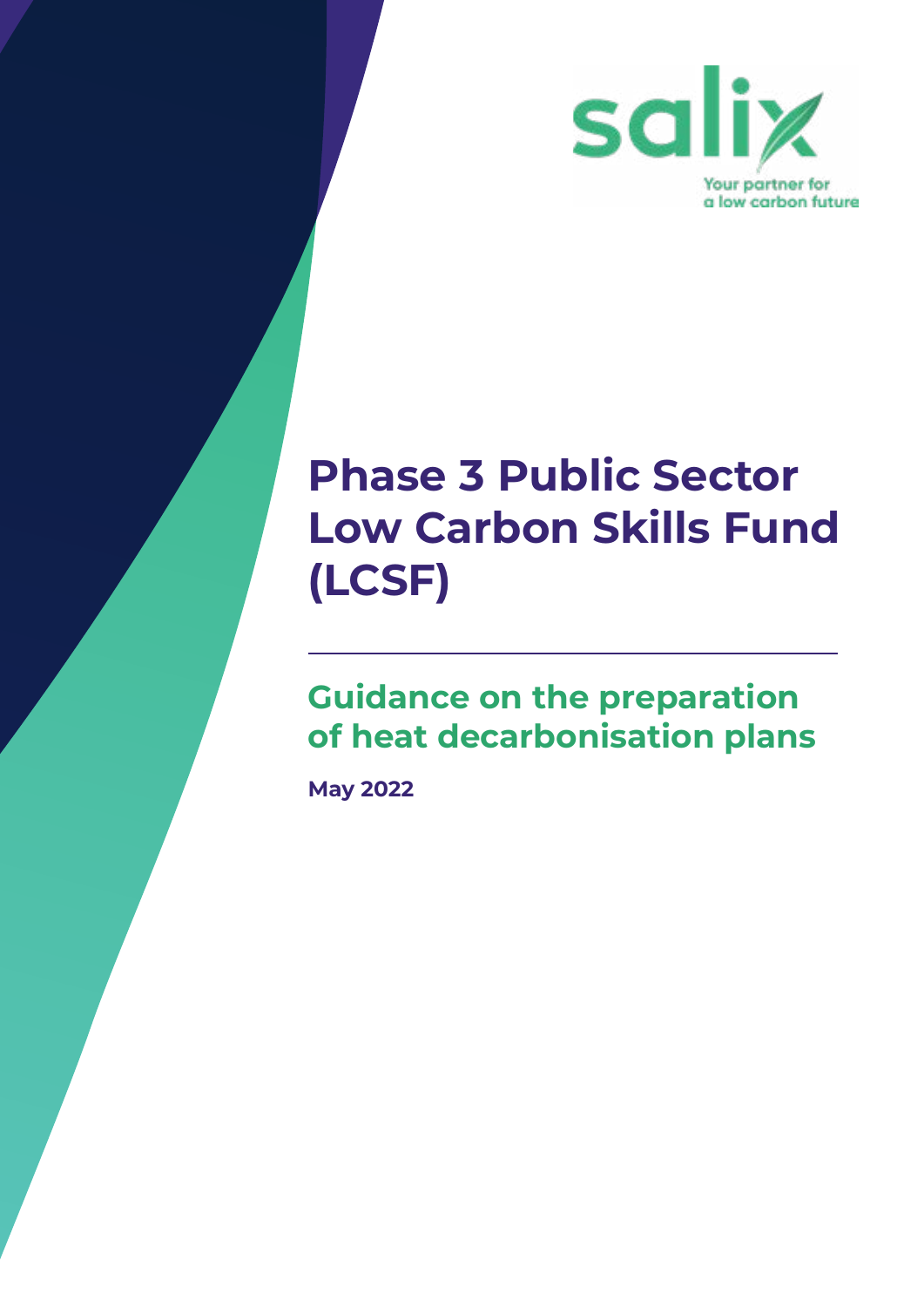salix

Your partner for a low carbon future

# Phase 3 Public Sector Low Carbon Skills Fund (LCSF)

## Guidance on the preparation of heat decarbonisation plans

**May 2022**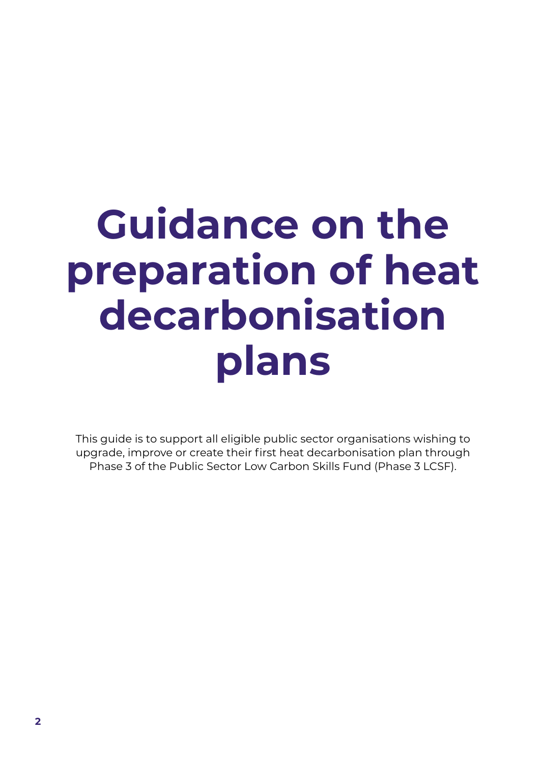# Guidance on the preparation of heat decarbonisation plans

This guide is to support all eligible public sector organisations wishing to upgrade, improve or create their first heat decarbonisation plan through Phase 3 of the Public Sector Low Carbon Skills Fund (Phase 3 LCSF).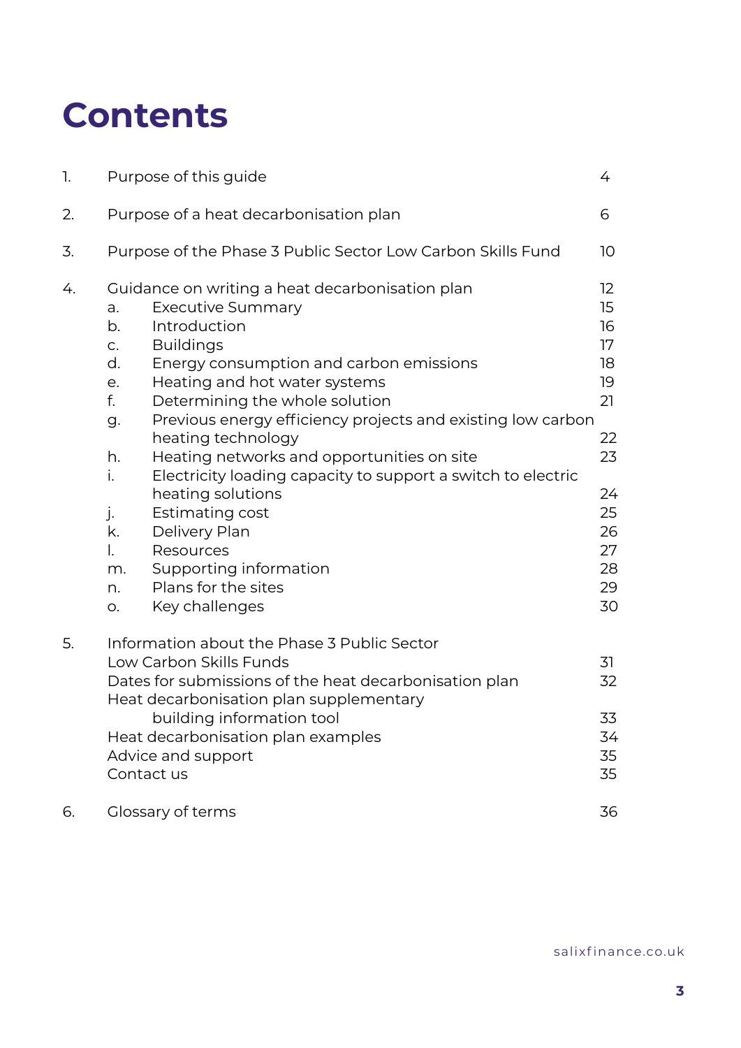# Contents

| | | | |
|---|---|---|---|
| 1. | Purpose of this guide | | 4 |
| 2. | Purpose of a heat decarbonisation plan | | 6 |
| 3. | Purpose of the Phase 3 Public Sector Low Carbon Skills Fund | | 10 |
| 4. | Guidance on writing a heat decarbonisation plan | | 12 |
| | a. | Executive Summary | 15 |
| | b. | Introduction | 16 |
| | c. | Buildings | 17 |
| | d. | Energy consumption and carbon emissions | 18 |
| | e. | Heating and hot water systems | 19 |
| | f. | Determining the whole solution | 21 |
| | g. | Previous energy efficiency projects and existing low carbon heating technology | 22 |
| | h. | Heating networks and opportunities on site | 23 |
| | i. | Electricity loading capacity to support a switch to electric heating solutions | 24 |
| | j. | Estimating cost | 25 |
| | k. | Delivery Plan | 26 |
| | l. | Resources | 27 |
| | m. | Supporting information | 28 |
| | n. | Plans for the sites | 29 |
| | o. | Key challenges | 30 |
| 5. | Information about the Phase 3 Public Sector Low Carbon Skills Funds | | 31 |
| | Dates for submissions of the heat decarbonisation plan | | 32 |
| | Heat decarbonisation plan supplementary building information tool | | 33 |
| | Heat decarbonisation plan examples | | 34 |
| | Advice and support | | 35 |
| | Contact us | | 35 |
| 6. | Glossary of terms | | 36 |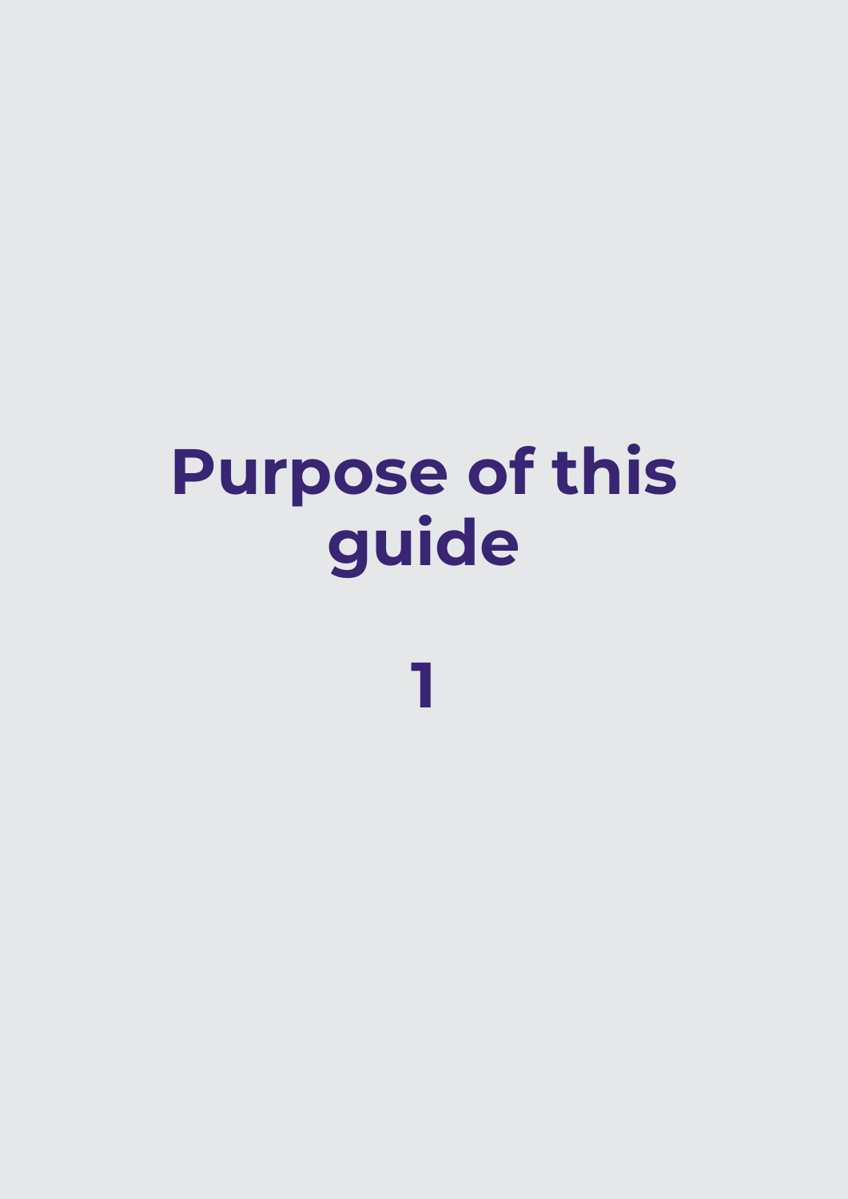# Purpose of this guide

1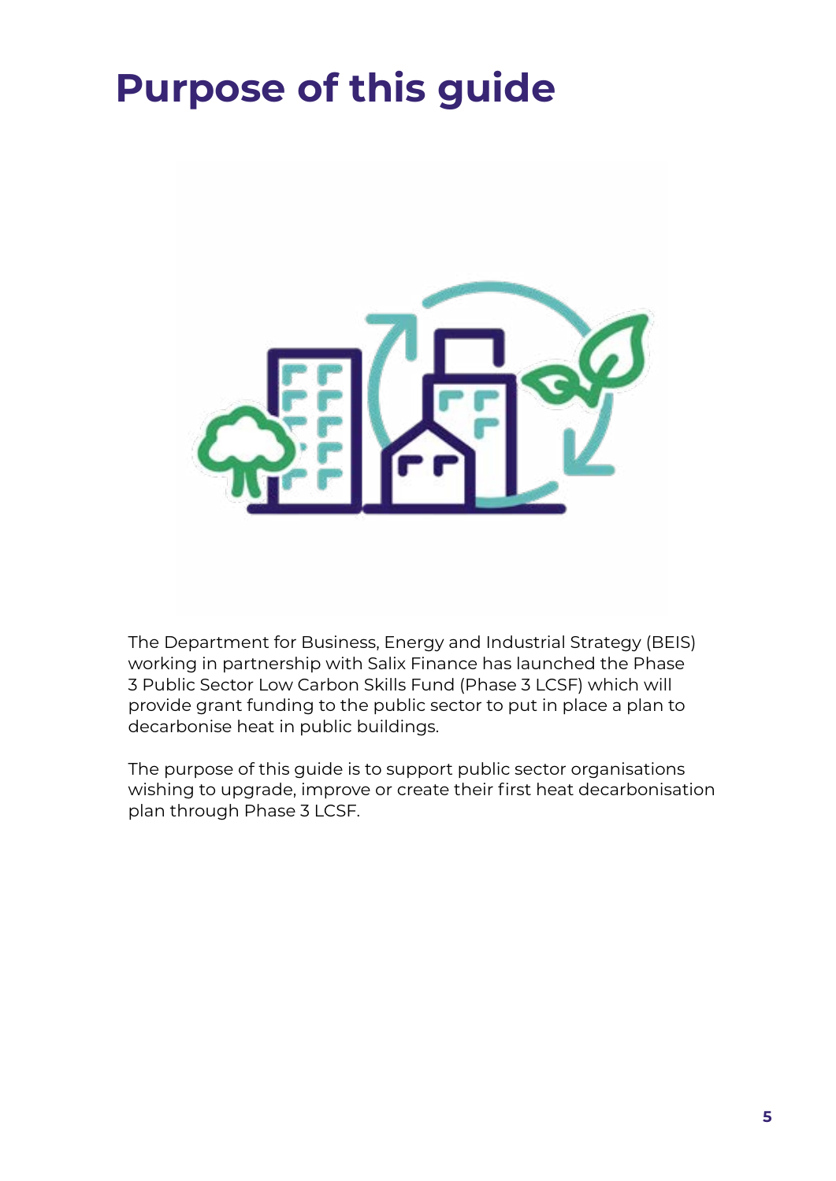# Purpose of this guide

The Department for Business, Energy and Industrial Strategy (BEIS) working in partnership with Salix Finance has launched the Phase 3 Public Sector Low Carbon Skills Fund (Phase 3 LCSF) which will provide grant funding to the public sector to put in place a plan to decarbonise heat in public buildings.

The purpose of this guide is to support public sector organisations wishing to upgrade, improve or create their first heat decarbonisation plan through Phase 3 LCSF.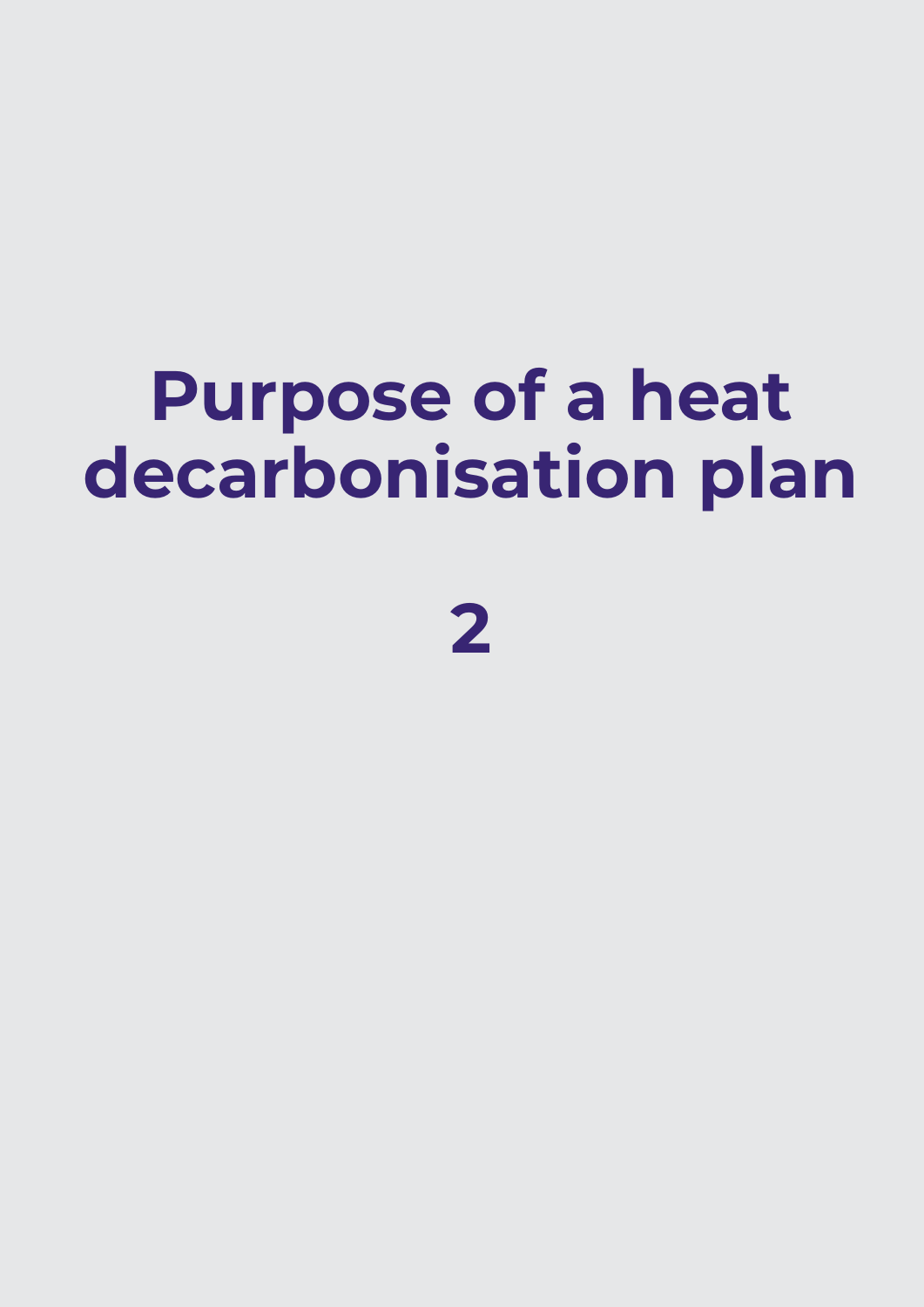# Purpose of a heat decarbonisation plan

2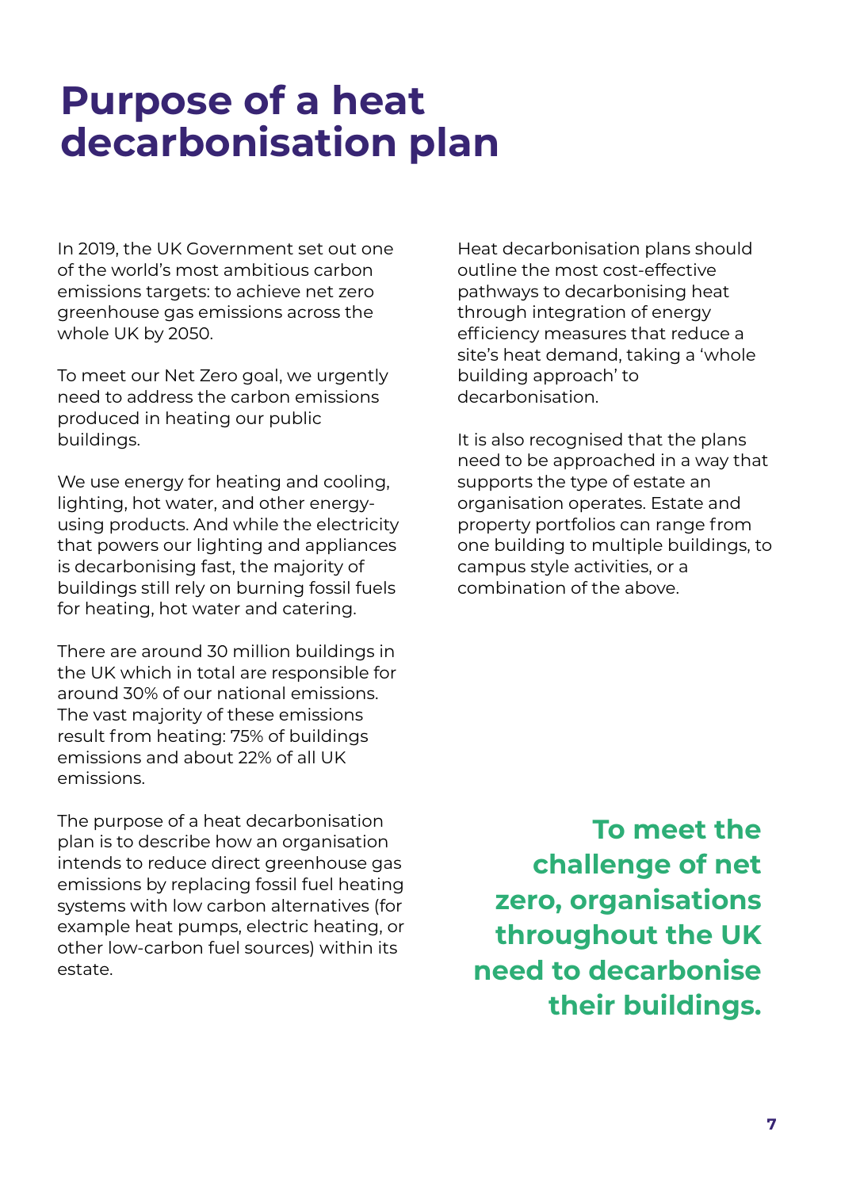# Purpose of a heat decarbonisation plan

In 2019, the UK Government set out one of the world's most ambitious carbon emissions targets: to achieve net zero greenhouse gas emissions across the whole UK by 2050.

To meet our Net Zero goal, we urgently need to address the carbon emissions produced in heating our public buildings.

We use energy for heating and cooling, lighting, hot water, and other energy-using products. And while the electricity that powers our lighting and appliances is decarbonising fast, the majority of buildings still rely on burning fossil fuels for heating, hot water and catering.

There are around 30 million buildings in the UK which in total are responsible for around 30% of our national emissions. The vast majority of these emissions result from heating: 75% of buildings emissions and about 22% of all UK emissions.

The purpose of a heat decarbonisation plan is to describe how an organisation intends to reduce direct greenhouse gas emissions by replacing fossil fuel heating systems with low carbon alternatives (for example heat pumps, electric heating, or other low-carbon fuel sources) within its estate.

Heat decarbonisation plans should outline the most cost-effective pathways to decarbonising heat through integration of energy efficiency measures that reduce a site's heat demand, taking a 'whole building approach' to decarbonisation.

It is also recognised that the plans need to be approached in a way that supports the type of estate an organisation operates. Estate and property portfolios can range from one building to multiple buildings, to campus style activities, or a combination of the above.

**To meet the challenge of net zero, organisations throughout the UK need to decarbonise their buildings.**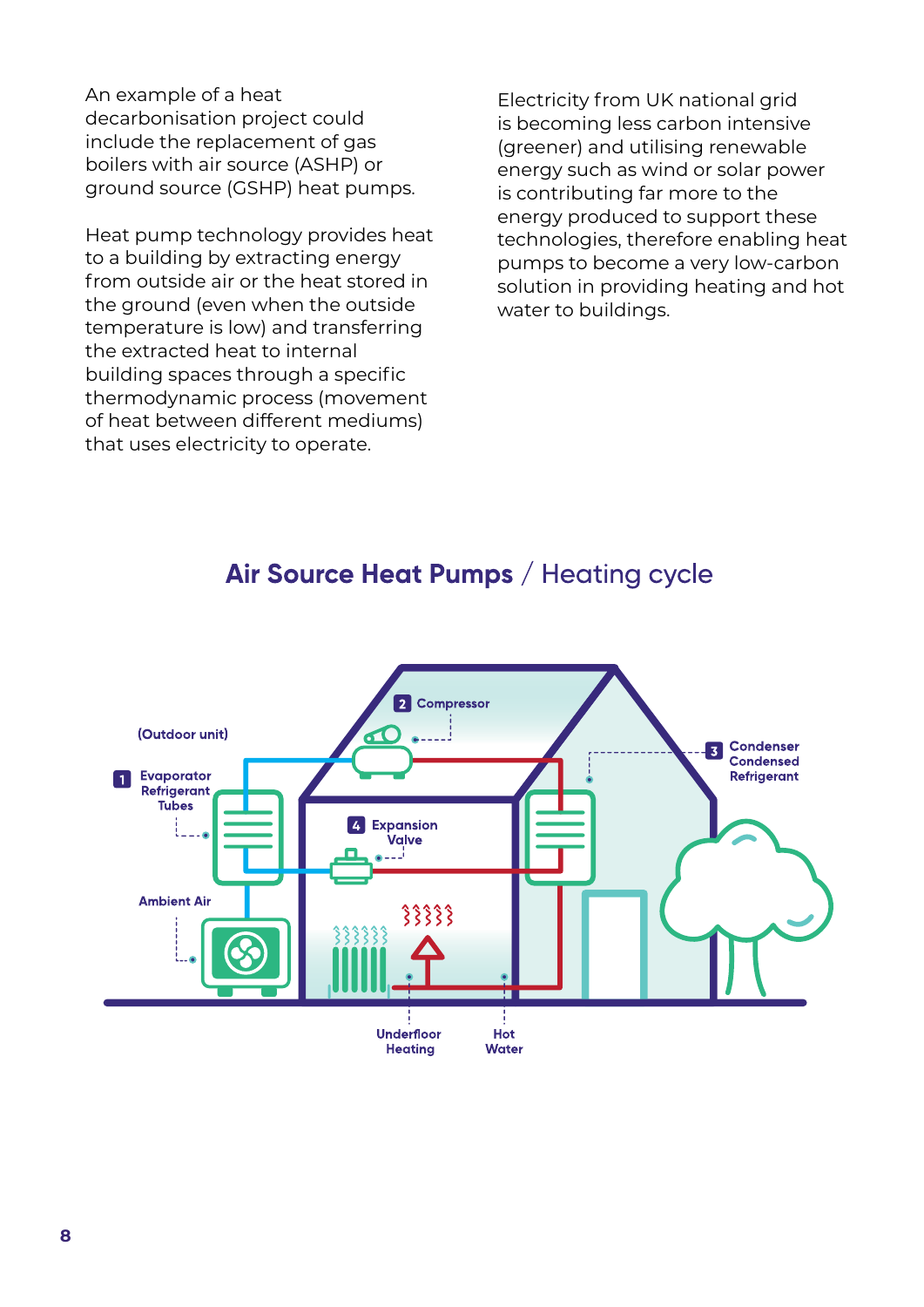An example of a heat decarbonisation project could include the replacement of gas boilers with air source (ASHP) or ground source (GSHP) heat pumps.

Heat pump technology provides heat to a building by extracting energy from outside air or the heat stored in the ground (even when the outside temperature is low) and transferring the extracted heat to internal building spaces through a specific thermodynamic process (movement of heat between different mediums) that uses electricity to operate.

Electricity from UK national grid is becoming less carbon intensive (greener) and utilising renewable energy such as wind or solar power is contributing far more to the energy produced to support these technologies, therefore enabling heat pumps to become a very low-carbon solution in providing heating and hot water to buildings.

## **Air Source Heat Pumps** / Heating cycle

(Outdoor unit)

1. Evaporator Refrigerant Tubes
2. Compressor
3. Condenser Condensed Refrigerant
4. Expansion Valve

Ambient Air

Underfloor Heating

Hot Water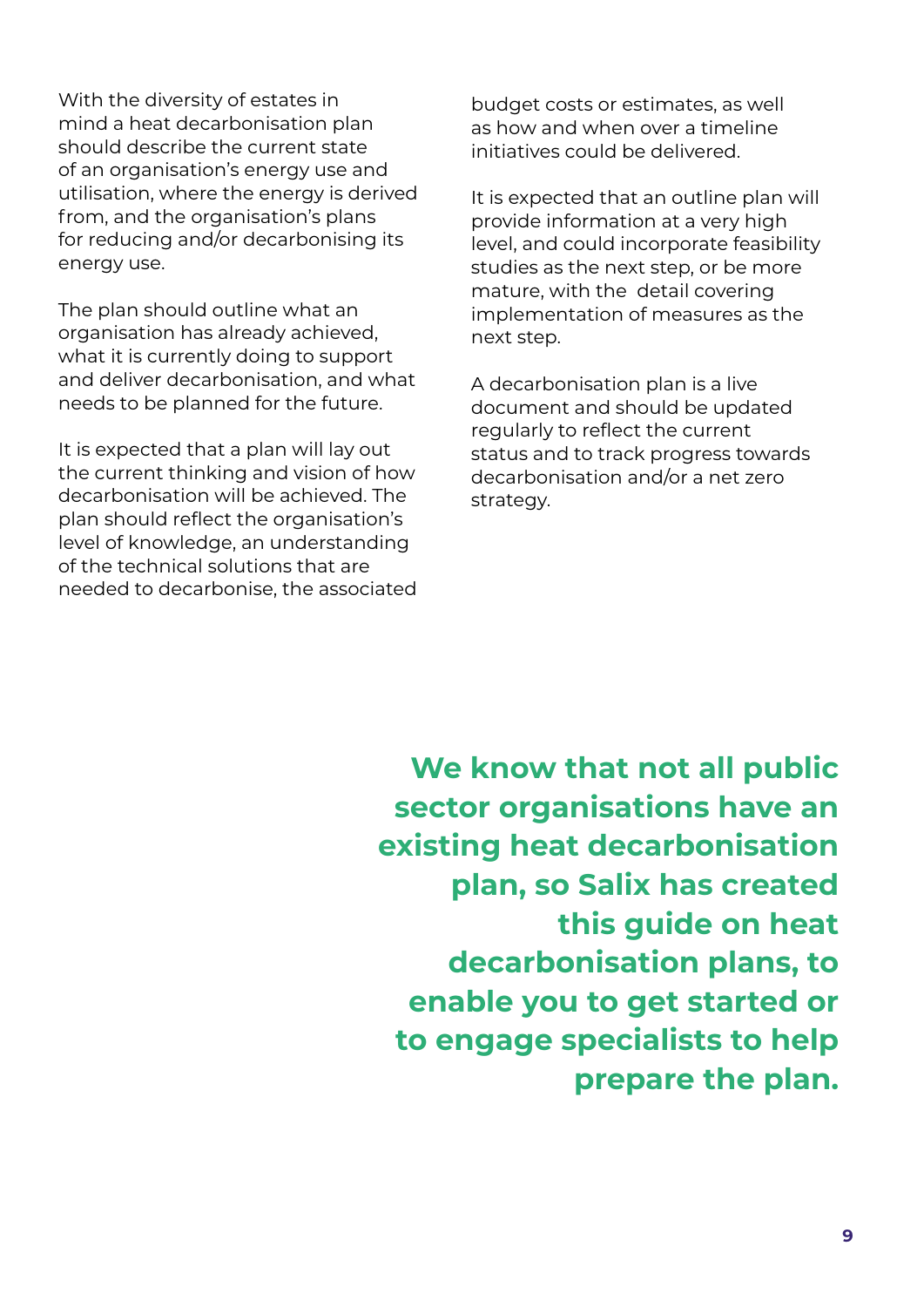With the diversity of estates in mind a heat decarbonisation plan should describe the current state of an organisation's energy use and utilisation, where the energy is derived from, and the organisation's plans for reducing and/or decarbonising its energy use.

The plan should outline what an organisation has already achieved, what it is currently doing to support and deliver decarbonisation, and what needs to be planned for the future.

It is expected that a plan will lay out the current thinking and vision of how decarbonisation will be achieved. The plan should reflect the organisation's level of knowledge, an understanding of the technical solutions that are needed to decarbonise, the associated budget costs or estimates, as well as how and when over a timeline initiatives could be delivered.

It is expected that an outline plan will provide information at a very high level, and could incorporate feasibility studies as the next step, or be more mature, with the detail covering implementation of measures as the next step.

A decarbonisation plan is a live document and should be updated regularly to reflect the current status and to track progress towards decarbonisation and/or a net zero strategy.

**We know that not all public sector organisations have an existing heat decarbonisation plan, so Salix has created this guide on heat decarbonisation plans, to enable you to get started or to engage specialists to help prepare the plan.**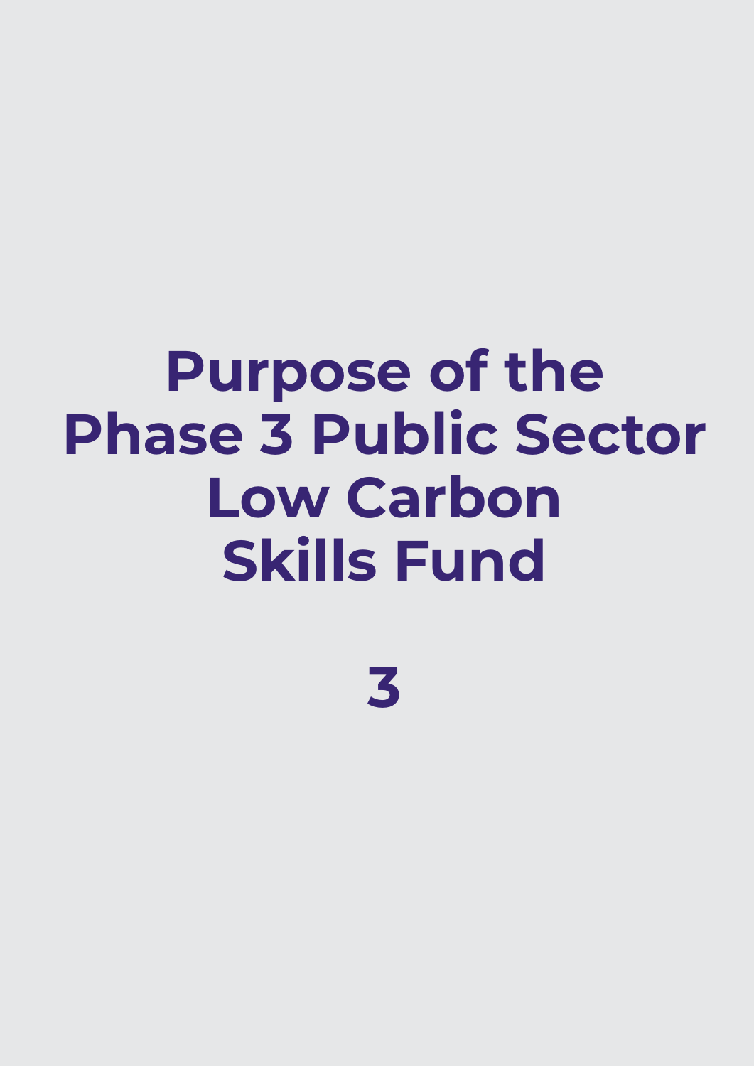# Purpose of the Phase 3 Public Sector Low Carbon Skills Fund

# 3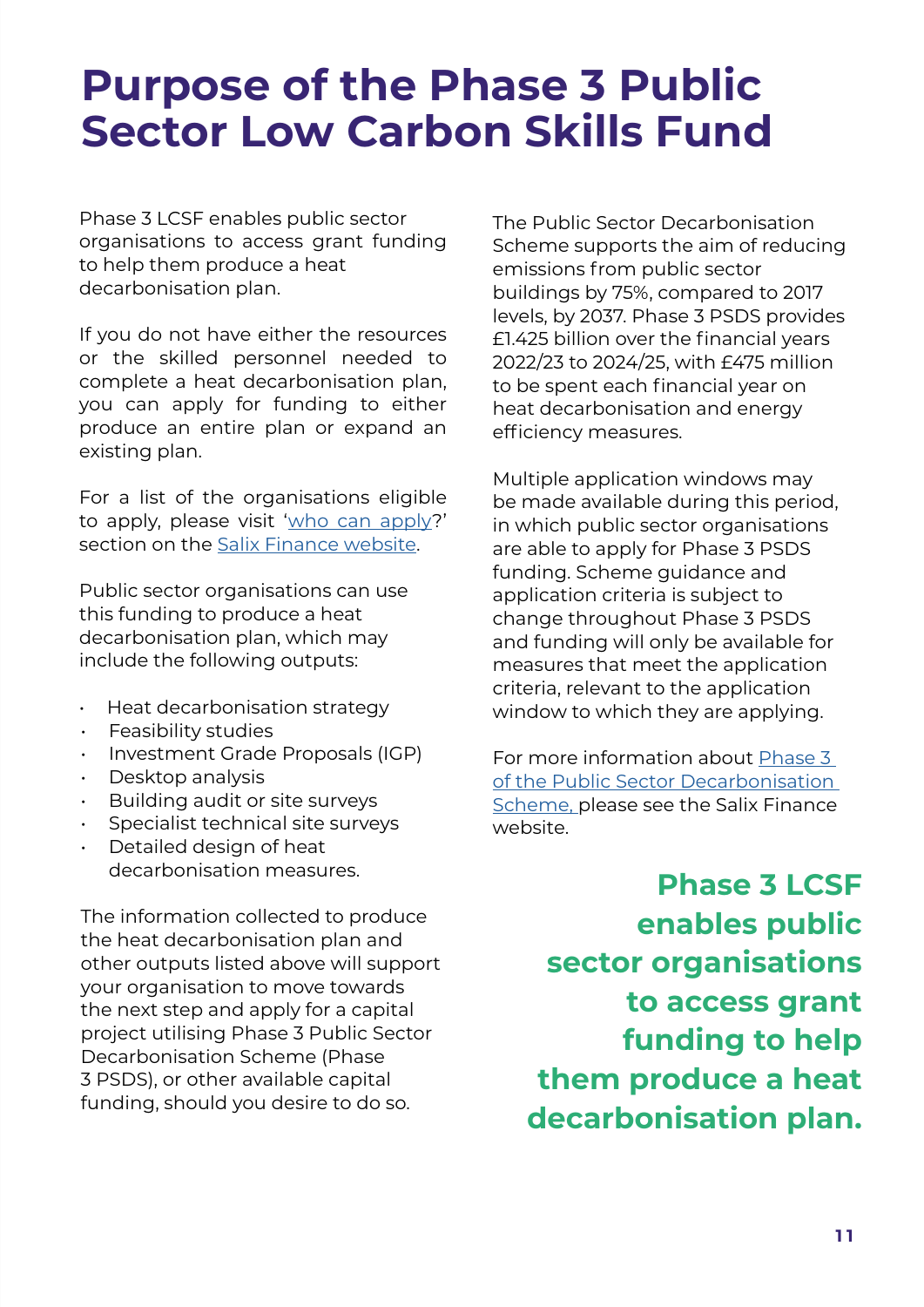# Purpose of the Phase 3 Public Sector Low Carbon Skills Fund

Phase 3 LCSF enables public sector organisations to access grant funding to help them produce a heat decarbonisation plan.

If you do not have either the resources or the skilled personnel needed to complete a heat decarbonisation plan, you can apply for funding to either produce an entire plan or expand an existing plan.

For a list of the organisations eligible to apply, please visit '[who can apply](#)?' section on the [Salix Finance website](#).

Public sector organisations can use this funding to produce a heat decarbonisation plan, which may include the following outputs:

- Heat decarbonisation strategy
- Feasibility studies
- Investment Grade Proposals (IGP)
- Desktop analysis
- Building audit or site surveys
- Specialist technical site surveys
- Detailed design of heat decarbonisation measures.

The information collected to produce the heat decarbonisation plan and other outputs listed above will support your organisation to move towards the next step and apply for a capital project utilising Phase 3 Public Sector Decarbonisation Scheme (Phase 3 PSDS), or other available capital funding, should you desire to do so.

The Public Sector Decarbonisation Scheme supports the aim of reducing emissions from public sector buildings by 75%, compared to 2017 levels, by 2037. Phase 3 PSDS provides £1.425 billion over the financial years 2022/23 to 2024/25, with £475 million to be spent each financial year on heat decarbonisation and energy efficiency measures.

Multiple application windows may be made available during this period, in which public sector organisations are able to apply for Phase 3 PSDS funding. Scheme guidance and application criteria is subject to change throughout Phase 3 PSDS and funding will only be available for measures that meet the application criteria, relevant to the application window to which they are applying.

For more information about [Phase 3 of the Public Sector Decarbonisation Scheme,](#) please see the Salix Finance website.

**Phase 3 LCSF enables public sector organisations to access grant funding to help them produce a heat decarbonisation plan.**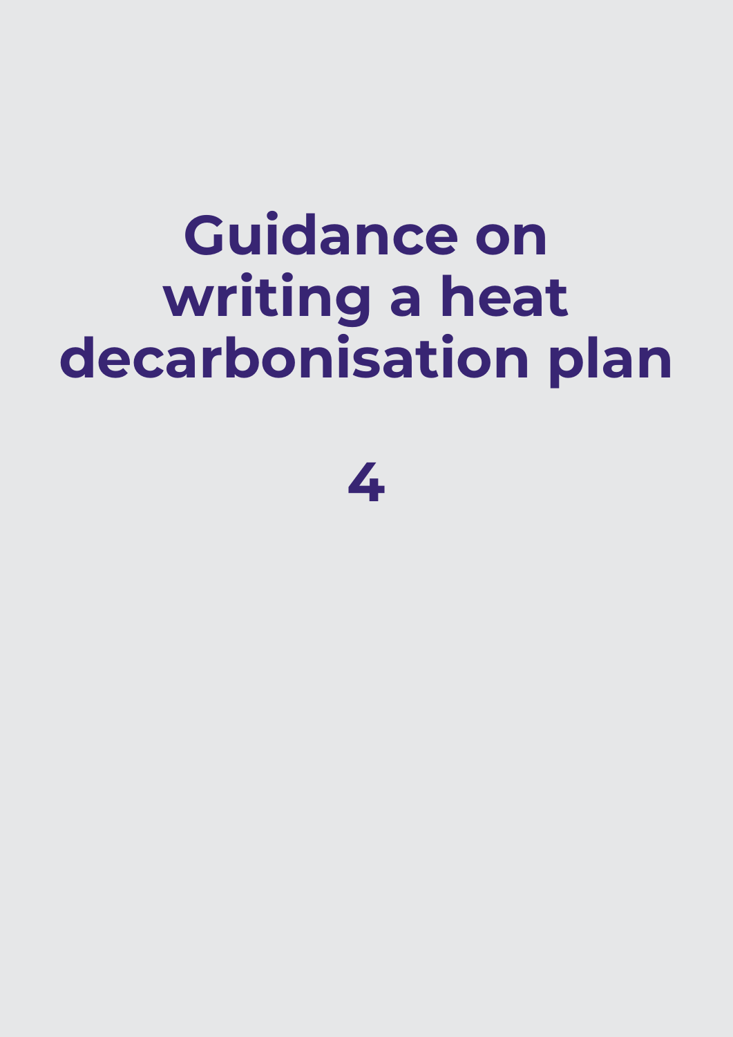# Guidance on writing a heat decarbonisation plan

4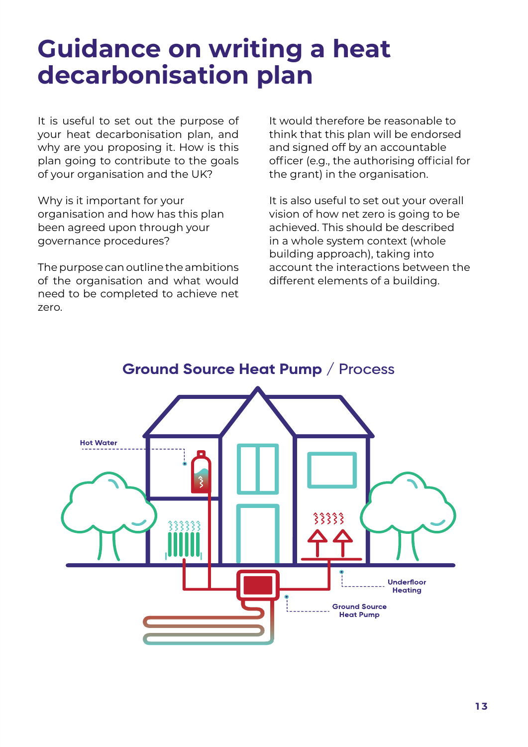# Guidance on writing a heat decarbonisation plan

It is useful to set out the purpose of your heat decarbonisation plan, and why are you proposing it. How is this plan going to contribute to the goals of your organisation and the UK?

Why is it important for your organisation and how has this plan been agreed upon through your governance procedures?

The purpose can outline the ambitions of the organisation and what would need to be completed to achieve net zero.

It would therefore be reasonable to think that this plan will be endorsed and signed off by an accountable officer (e.g., the authorising official for the grant) in the organisation.

It is also useful to set out your overall vision of how net zero is going to be achieved. This should be described in a whole system context (whole building approach), taking into account the interactions between the different elements of a building.

## Ground Source Heat Pump / Process

Hot Water

Underfloor Heating

Ground Source Heat Pump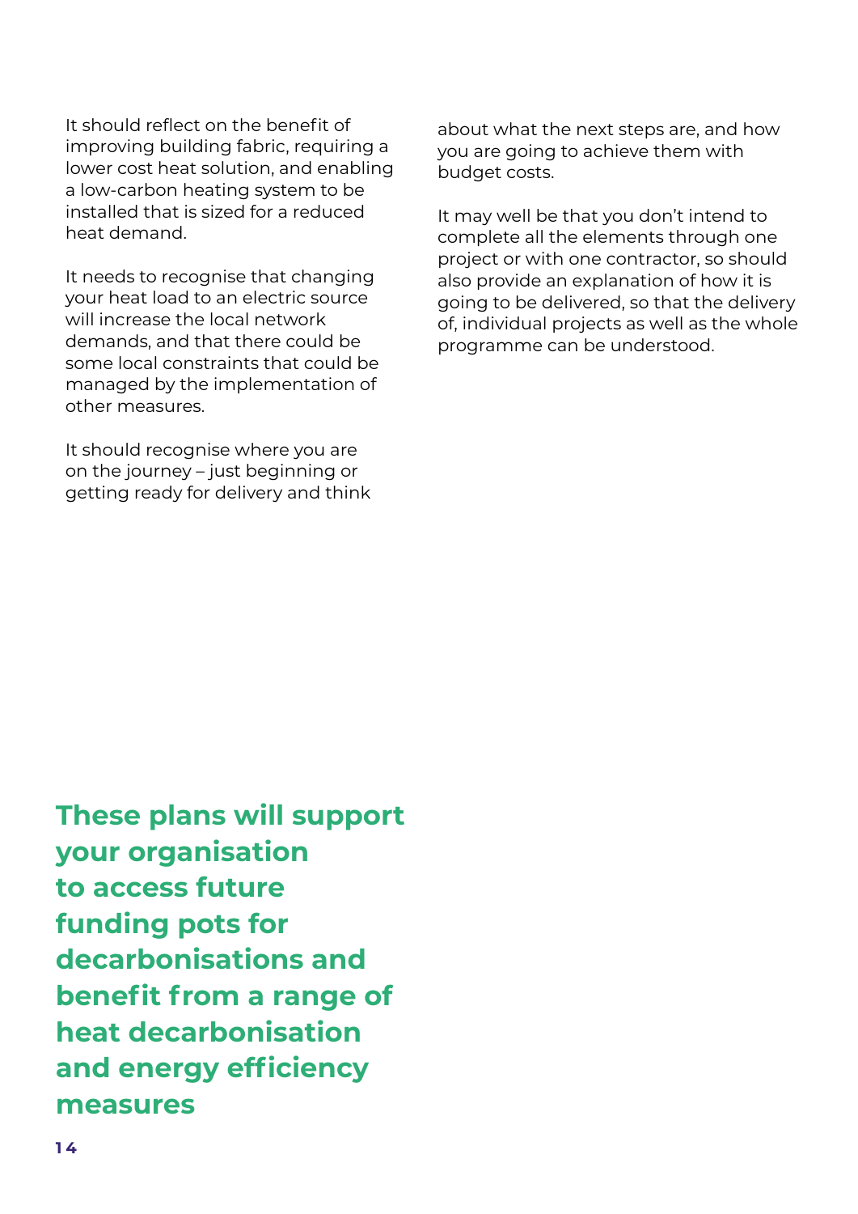It should reflect on the benefit of improving building fabric, requiring a lower cost heat solution, and enabling a low-carbon heating system to be installed that is sized for a reduced heat demand.

It needs to recognise that changing your heat load to an electric source will increase the local network demands, and that there could be some local constraints that could be managed by the implementation of other measures.

It should recognise where you are on the journey – just beginning or getting ready for delivery and think about what the next steps are, and how you are going to achieve them with budget costs.

It may well be that you don't intend to complete all the elements through one project or with one contractor, so should also provide an explanation of how it is going to be delivered, so that the delivery of, individual projects as well as the whole programme can be understood.

**These plans will support your organisation to access future funding pots for decarbonisations and benefit from a range of heat decarbonisation and energy efficiency measures**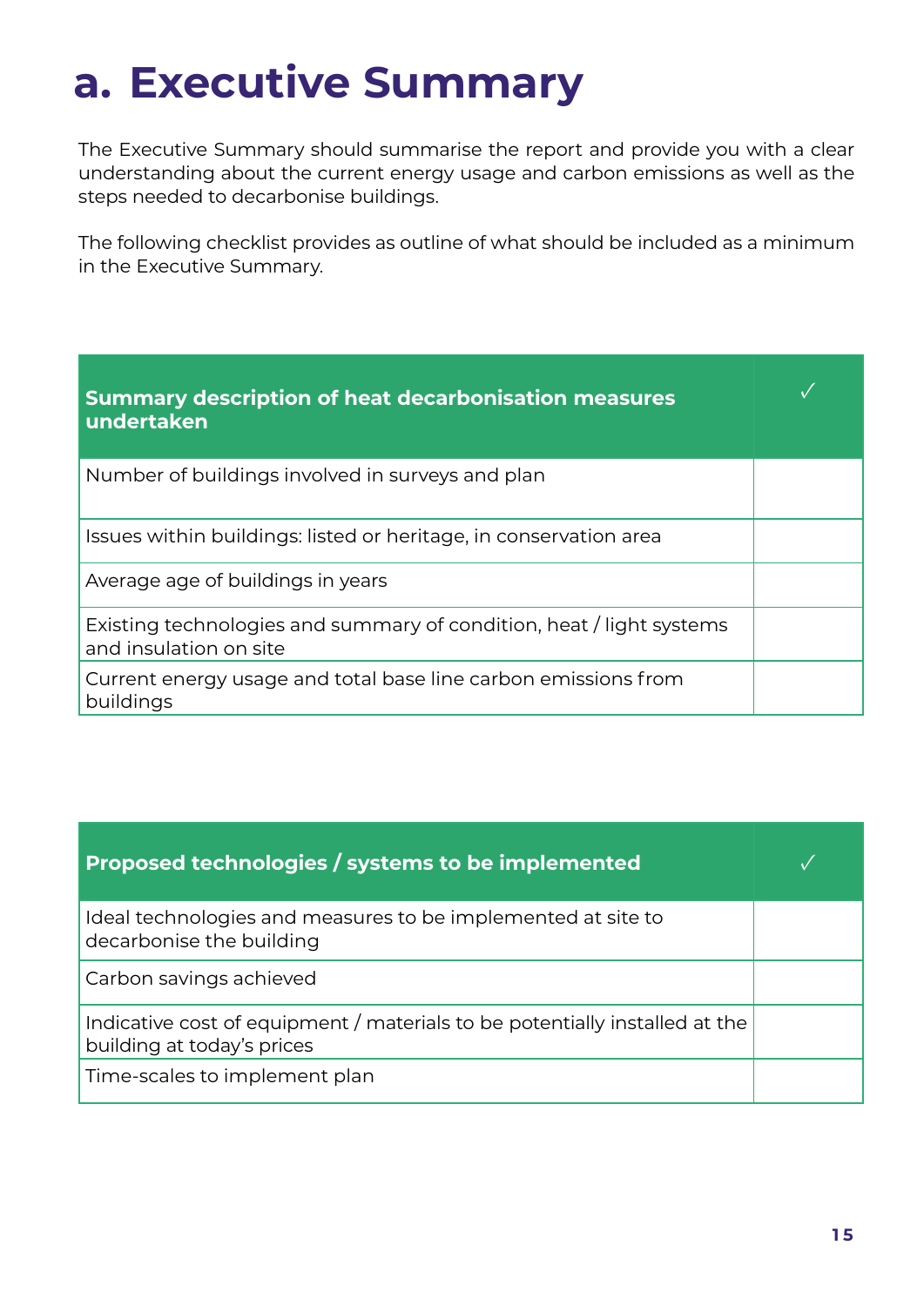# a. Executive Summary

The Executive Summary should summarise the report and provide you with a clear understanding about the current energy usage and carbon emissions as well as the steps needed to decarbonise buildings.

The following checklist provides as outline of what should be included as a minimum in the Executive Summary.

| Summary description of heat decarbonisation measures undertaken | ✓ |
|---|---|
| Number of buildings involved in surveys and plan | |
| Issues within buildings: listed or heritage, in conservation area | |
| Average age of buildings in years | |
| Existing technologies and summary of condition, heat / light systems and insulation on site | |
| Current energy usage and total base line carbon emissions from buildings | |

| Proposed technologies / systems to be implemented | ✓ |
|---|---|
| Ideal technologies and measures to be implemented at site to decarbonise the building | |
| Carbon savings achieved | |
| Indicative cost of equipment / materials to be potentially installed at the building at today's prices | |
| Time-scales to implement plan | |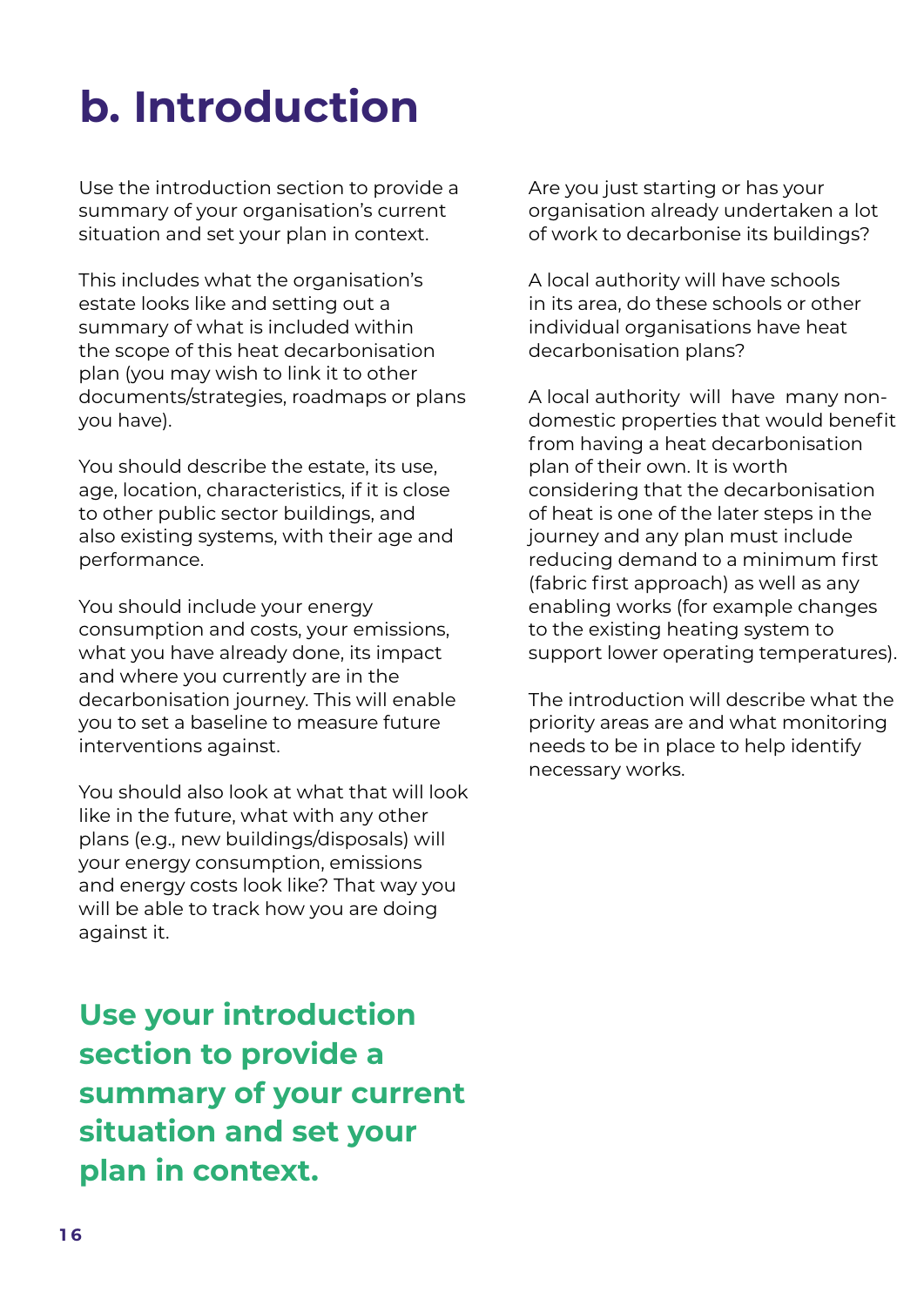# b. Introduction

Use the introduction section to provide a summary of your organisation's current situation and set your plan in context.

This includes what the organisation's estate looks like and setting out a summary of what is included within the scope of this heat decarbonisation plan (you may wish to link it to other documents/strategies, roadmaps or plans you have).

You should describe the estate, its use, age, location, characteristics, if it is close to other public sector buildings, and also existing systems, with their age and performance.

You should include your energy consumption and costs, your emissions, what you have already done, its impact and where you currently are in the decarbonisation journey. This will enable you to set a baseline to measure future interventions against.

You should also look at what that will look like in the future, what with any other plans (e.g., new buildings/disposals) will your energy consumption, emissions and energy costs look like? That way you will be able to track how you are doing against it.

**Use your introduction section to provide a summary of your current situation and set your plan in context.**

Are you just starting or has your organisation already undertaken a lot of work to decarbonise its buildings?

A local authority will have schools in its area, do these schools or other individual organisations have heat decarbonisation plans?

A local authority will have many non-domestic properties that would benefit from having a heat decarbonisation plan of their own. It is worth considering that the decarbonisation of heat is one of the later steps in the journey and any plan must include reducing demand to a minimum first (fabric first approach) as well as any enabling works (for example changes to the existing heating system to support lower operating temperatures).

The introduction will describe what the priority areas are and what monitoring needs to be in place to help identify necessary works.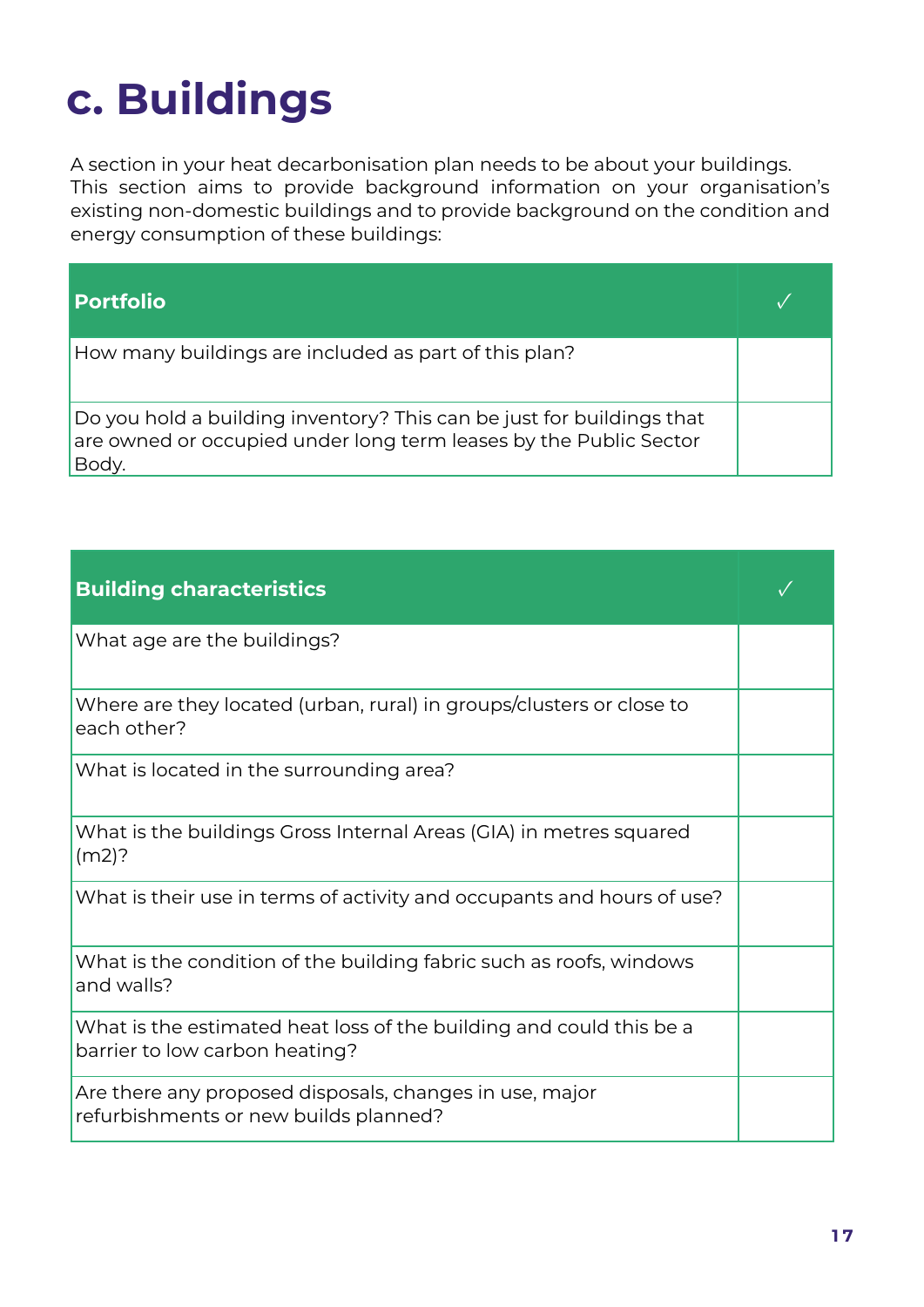# c. Buildings

A section in your heat decarbonisation plan needs to be about your buildings. This section aims to provide background information on your organisation's existing non-domestic buildings and to provide background on the condition and energy consumption of these buildings:

| Portfolio | ✓ |
|---|---|
| How many buildings are included as part of this plan? | |
| Do you hold a building inventory? This can be just for buildings that are owned or occupied under long term leases by the Public Sector Body. | |

| Building characteristics | ✓ |
|---|---|
| What age are the buildings? | |
| Where are they located (urban, rural) in groups/clusters or close to each other? | |
| What is located in the surrounding area? | |
| What is the buildings Gross Internal Areas (GIA) in metres squared (m2)? | |
| What is their use in terms of activity and occupants and hours of use? | |
| What is the condition of the building fabric such as roofs, windows and walls? | |
| What is the estimated heat loss of the building and could this be a barrier to low carbon heating? | |
| Are there any proposed disposals, changes in use, major refurbishments or new builds planned? | |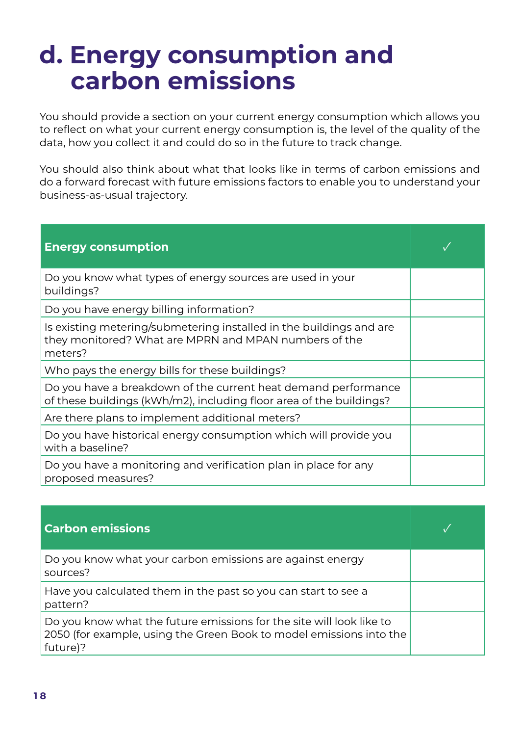# d. Energy consumption and carbon emissions

You should provide a section on your current energy consumption which allows you to reflect on what your current energy consumption is, the level of the quality of the data, how you collect it and could do so in the future to track change.

You should also think about what that looks like in terms of carbon emissions and do a forward forecast with future emissions factors to enable you to understand your business-as-usual trajectory.

| Energy consumption | ✓ |
|---|---|
| Do you know what types of energy sources are used in your buildings? | |
| Do you have energy billing information? | |
| Is existing metering/submetering installed in the buildings and are they monitored? What are MPRN and MPAN numbers of the meters? | |
| Who pays the energy bills for these buildings? | |
| Do you have a breakdown of the current heat demand performance of these buildings (kWh/m2), including floor area of the buildings? | |
| Are there plans to implement additional meters? | |
| Do you have historical energy consumption which will provide you with a baseline? | |
| Do you have a monitoring and verification plan in place for any proposed measures? | |

| Carbon emissions | ✓ |
|---|---|
| Do you know what your carbon emissions are against energy sources? | |
| Have you calculated them in the past so you can start to see a pattern? | |
| Do you know what the future emissions for the site will look like to 2050 (for example, using the Green Book to model emissions into the future)? | |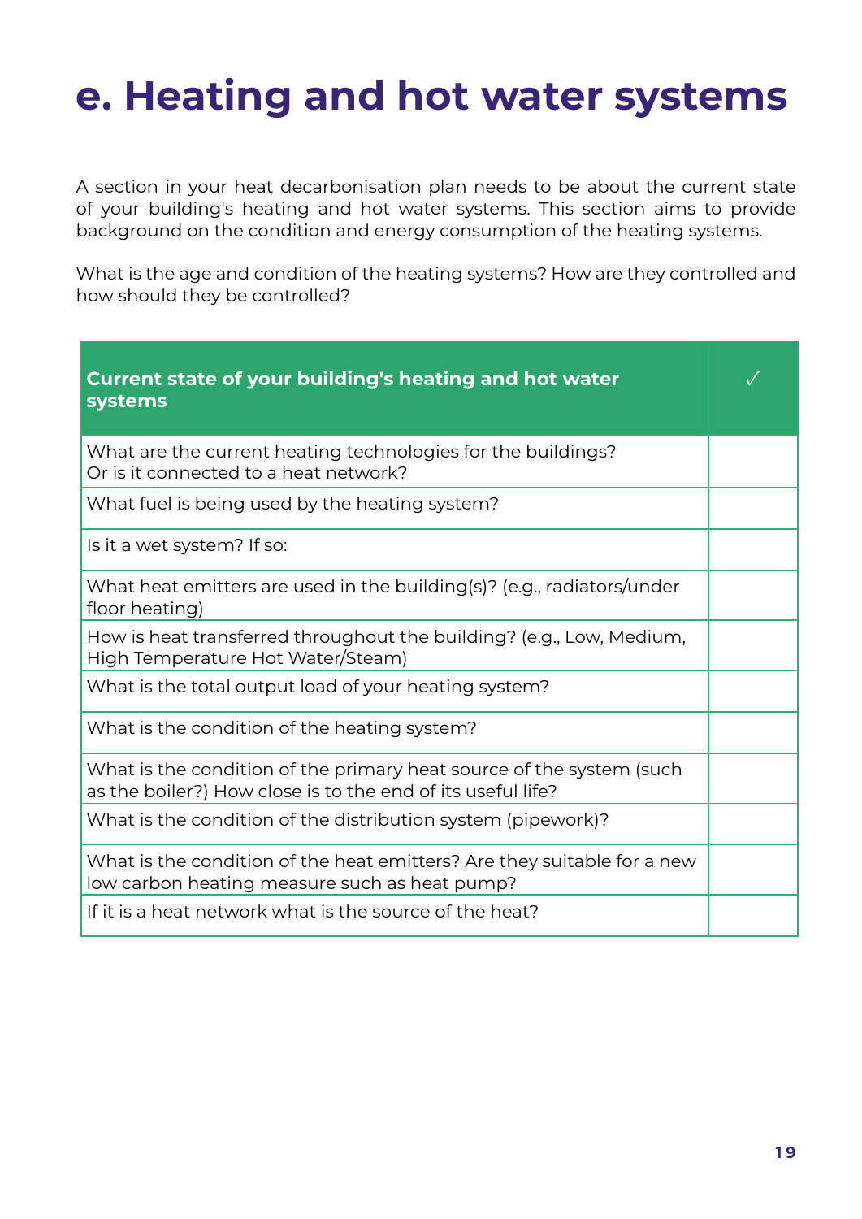# e. Heating and hot water systems

A section in your heat decarbonisation plan needs to be about the current state of your building's heating and hot water systems. This section aims to provide background on the condition and energy consumption of the heating systems.

What is the age and condition of the heating systems? How are they controlled and how should they be controlled?

| **Current state of your building's heating and hot water systems** | ✓ |
|---|---|
| What are the current heating technologies for the buildings? Or is it connected to a heat network? | |
| What fuel is being used by the heating system? | |
| Is it a wet system? If so: | |
| What heat emitters are used in the building(s)? (e.g., radiators/under floor heating) | |
| How is heat transferred throughout the building? (e.g., Low, Medium, High Temperature Hot Water/Steam) | |
| What is the total output load of your heating system? | |
| What is the condition of the heating system? | |
| What is the condition of the primary heat source of the system (such as the boiler?) How close is to the end of its useful life? | |
| What is the condition of the distribution system (pipework)? | |
| What is the condition of the heat emitters? Are they suitable for a new low carbon heating measure such as heat pump? | |
| If it is a heat network what is the source of the heat? | |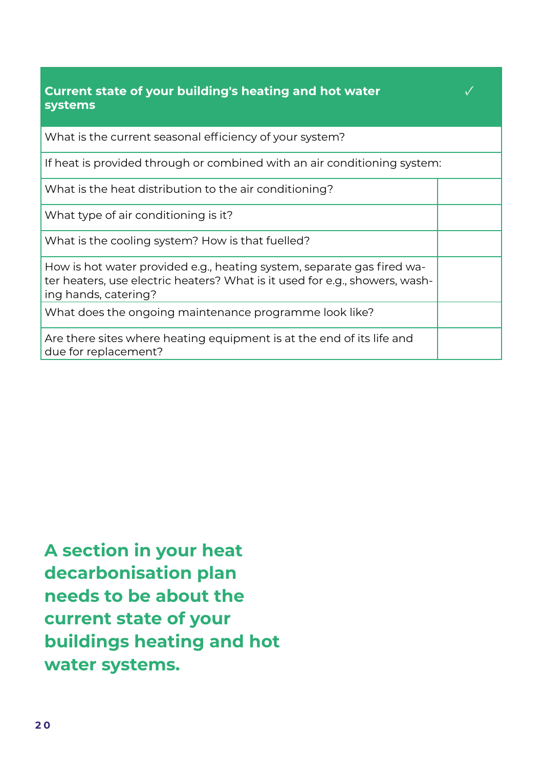| Current state of your building's heating and hot water systems | ✓ |
|---|---|
| What is the current seasonal efficiency of your system? | |
| If heat is provided through or combined with an air conditioning system: | |
| What is the heat distribution to the air conditioning? | |
| What type of air conditioning is it? | |
| What is the cooling system? How is that fuelled? | |
| How is hot water provided e.g., heating system, separate gas fired water heaters, use electric heaters? What is it used for e.g., showers, washing hands, catering? | |
| What does the ongoing maintenance programme look like? | |
| Are there sites where heating equipment is at the end of its life and due for replacement? | |

**A section in your heat decarbonisation plan needs to be about the current state of your buildings heating and hot water systems.**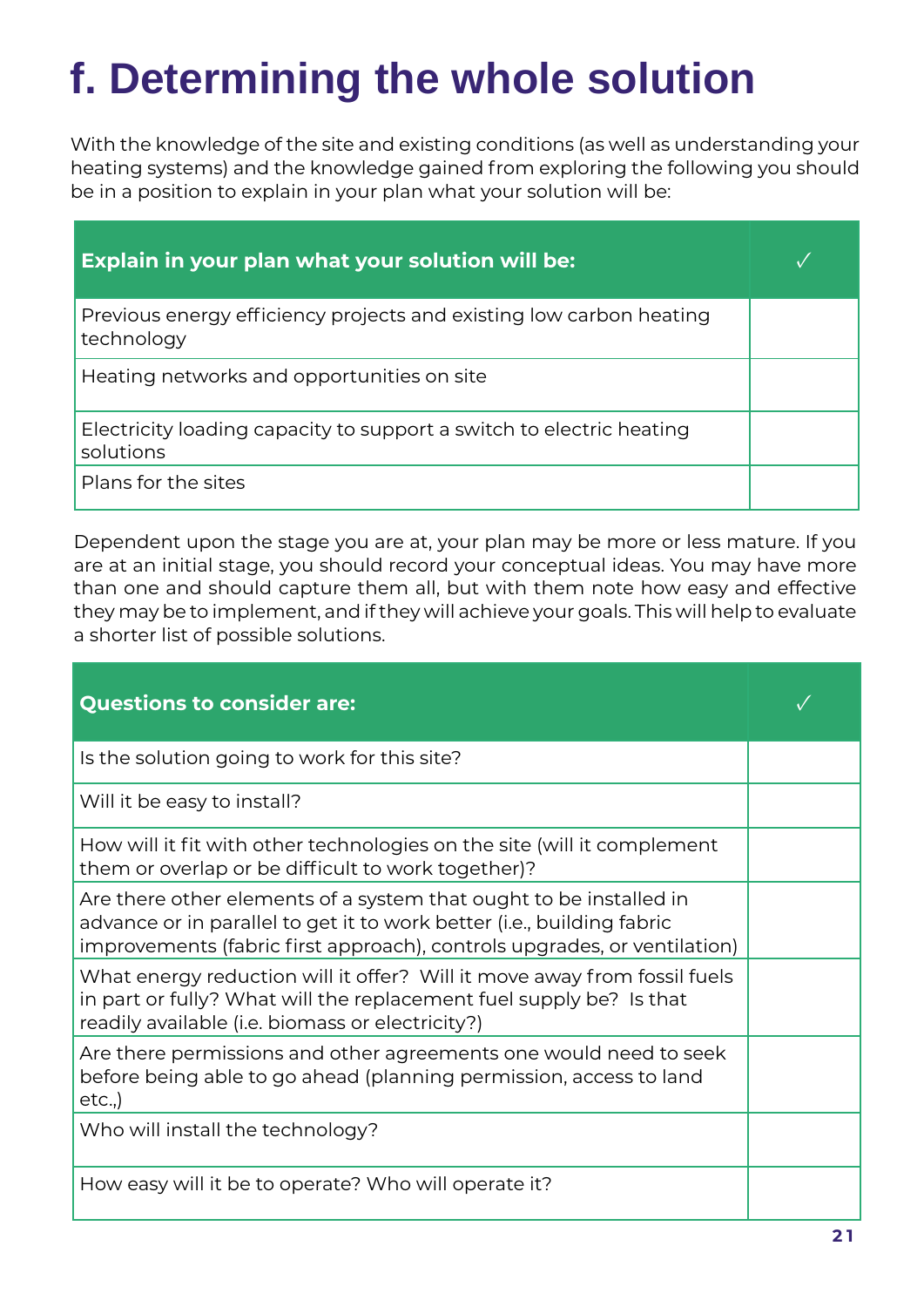# f. Determining the whole solution

With the knowledge of the site and existing conditions (as well as understanding your heating systems) and the knowledge gained from exploring the following you should be in a position to explain in your plan what your solution will be:

| Explain in your plan what your solution will be: | ✓ |
|---|---|
| Previous energy efficiency projects and existing low carbon heating technology | |
| Heating networks and opportunities on site | |
| Electricity loading capacity to support a switch to electric heating solutions | |
| Plans for the sites | |

Dependent upon the stage you are at, your plan may be more or less mature. If you are at an initial stage, you should record your conceptual ideas. You may have more than one and should capture them all, but with them note how easy and effective they may be to implement, and if they will achieve your goals. This will help to evaluate a shorter list of possible solutions.

| Questions to consider are: | ✓ |
|---|---|
| Is the solution going to work for this site? | |
| Will it be easy to install? | |
| How will it fit with other technologies on the site (will it complement them or overlap or be difficult to work together)? | |
| Are there other elements of a system that ought to be installed in advance or in parallel to get it to work better (i.e., building fabric improvements (fabric first approach), controls upgrades, or ventilation) | |
| What energy reduction will it offer? Will it move away from fossil fuels in part or fully? What will the replacement fuel supply be? Is that readily available (i.e. biomass or electricity?) | |
| Are there permissions and other agreements one would need to seek before being able to go ahead (planning permission, access to land etc.,) | |
| Who will install the technology? | |
| How easy will it be to operate? Who will operate it? | |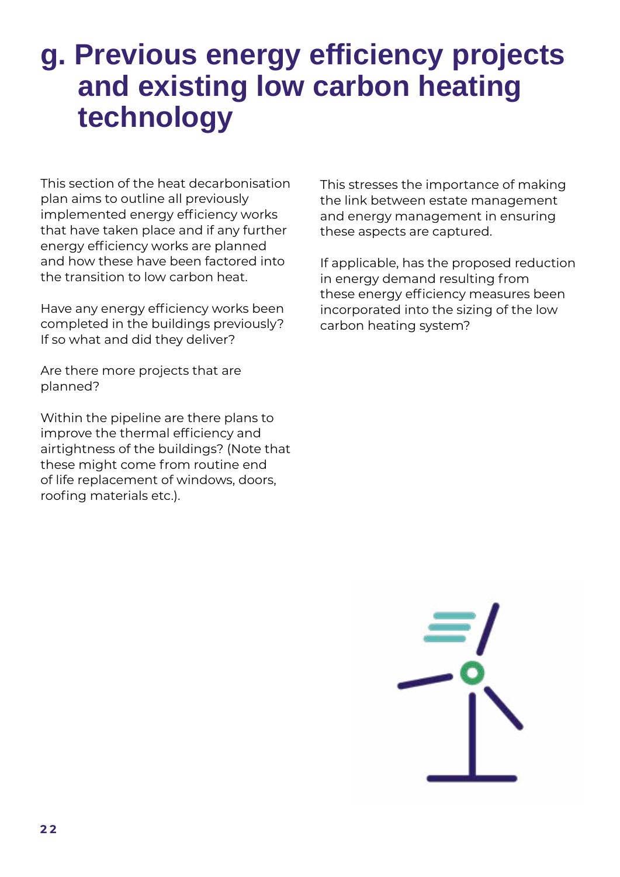# g. Previous energy efficiency projects and existing low carbon heating technology

This section of the heat decarbonisation plan aims to outline all previously implemented energy efficiency works that have taken place and if any further energy efficiency works are planned and how these have been factored into the transition to low carbon heat.

Have any energy efficiency works been completed in the buildings previously? If so what and did they deliver?

Are there more projects that are planned?

Within the pipeline are there plans to improve the thermal efficiency and airtightness of the buildings? (Note that these might come from routine end of life replacement of windows, doors, roofing materials etc.).

This stresses the importance of making the link between estate management and energy management in ensuring these aspects are captured.

If applicable, has the proposed reduction in energy demand resulting from these energy efficiency measures been incorporated into the sizing of the low carbon heating system?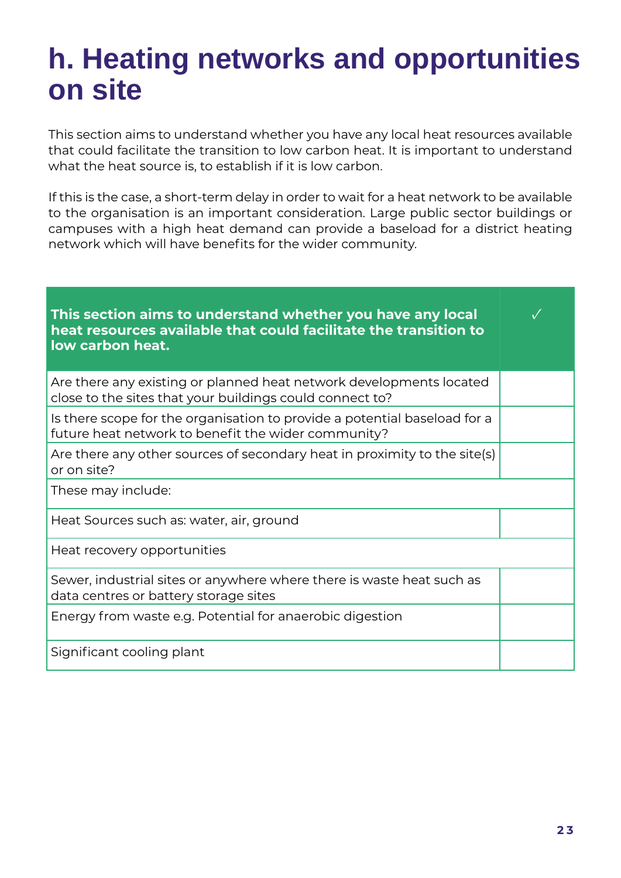# h. Heating networks and opportunities on site

This section aims to understand whether you have any local heat resources available that could facilitate the transition to low carbon heat. It is important to understand what the heat source is, to establish if it is low carbon.

If this is the case, a short-term delay in order to wait for a heat network to be available to the organisation is an important consideration. Large public sector buildings or campuses with a high heat demand can provide a baseload for a district heating network which will have benefits for the wider community.

| **This section aims to understand whether you have any local heat resources available that could facilitate the transition to low carbon heat.** | ✓ |
|---|---|
| Are there any existing or planned heat network developments located close to the sites that your buildings could connect to? | |
| Is there scope for the organisation to provide a potential baseload for a future heat network to benefit the wider community? | |
| Are there any other sources of secondary heat in proximity to the site(s) or on site? | |
| These may include: | |
| Heat Sources such as: water, air, ground | |
| Heat recovery opportunities | |
| Sewer, industrial sites or anywhere where there is waste heat such as data centres or battery storage sites | |
| Energy from waste e.g. Potential for anaerobic digestion | |
| Significant cooling plant | |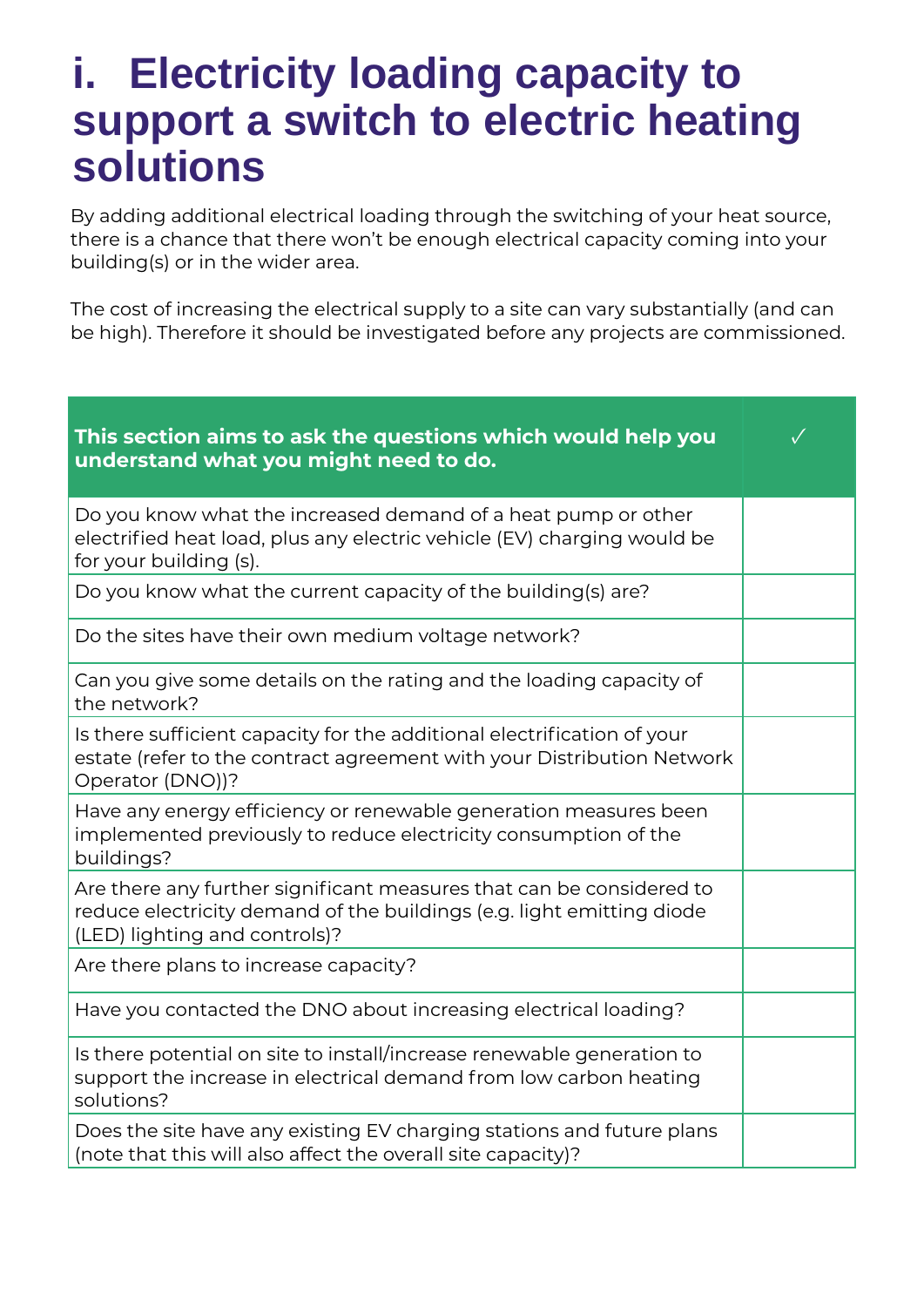# i. Electricity loading capacity to support a switch to electric heating solutions

By adding additional electrical loading through the switching of your heat source, there is a chance that there won't be enough electrical capacity coming into your building(s) or in the wider area.

The cost of increasing the electrical supply to a site can vary substantially (and can be high). Therefore it should be investigated before any projects are commissioned.

| **This section aims to ask the questions which would help you understand what you might need to do.** | ✓ |
|---|---|
| Do you know what the increased demand of a heat pump or other electrified heat load, plus any electric vehicle (EV) charging would be for your building (s). | |
| Do you know what the current capacity of the building(s) are? | |
| Do the sites have their own medium voltage network? | |
| Can you give some details on the rating and the loading capacity of the network? | |
| Is there sufficient capacity for the additional electrification of your estate (refer to the contract agreement with your Distribution Network Operator (DNO))? | |
| Have any energy efficiency or renewable generation measures been implemented previously to reduce electricity consumption of the buildings? | |
| Are there any further significant measures that can be considered to reduce electricity demand of the buildings (e.g. light emitting diode (LED) lighting and controls)? | |
| Are there plans to increase capacity? | |
| Have you contacted the DNO about increasing electrical loading? | |
| Is there potential on site to install/increase renewable generation to support the increase in electrical demand from low carbon heating solutions? | |
| Does the site have any existing EV charging stations and future plans (note that this will also affect the overall site capacity)? | |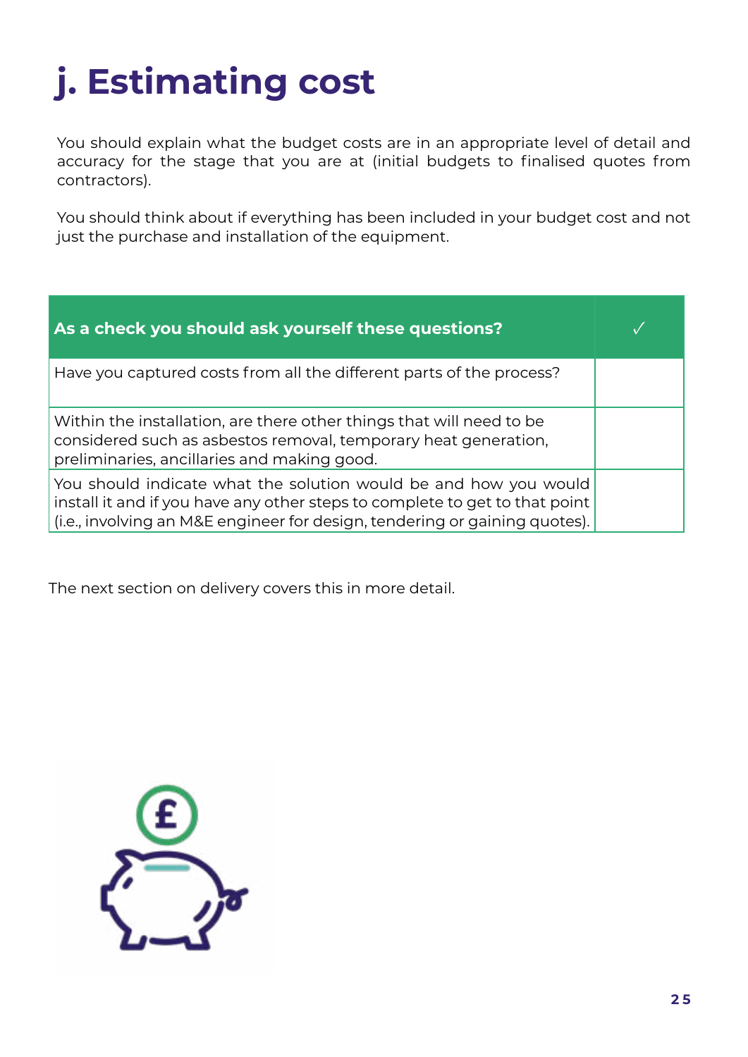# j. Estimating cost

You should explain what the budget costs are in an appropriate level of detail and accuracy for the stage that you are at (initial budgets to finalised quotes from contractors).

You should think about if everything has been included in your budget cost and not just the purchase and installation of the equipment.

| As a check you should ask yourself these questions? | ✓ |
| --- | --- |
| Have you captured costs from all the different parts of the process? | |
| Within the installation, are there other things that will need to be considered such as asbestos removal, temporary heat generation, preliminaries, ancillaries and making good. | |
| You should indicate what the solution would be and how you would install it and if you have any other steps to complete to get to that point (i.e., involving an M&E engineer for design, tendering or gaining quotes). | |

The next section on delivery covers this in more detail.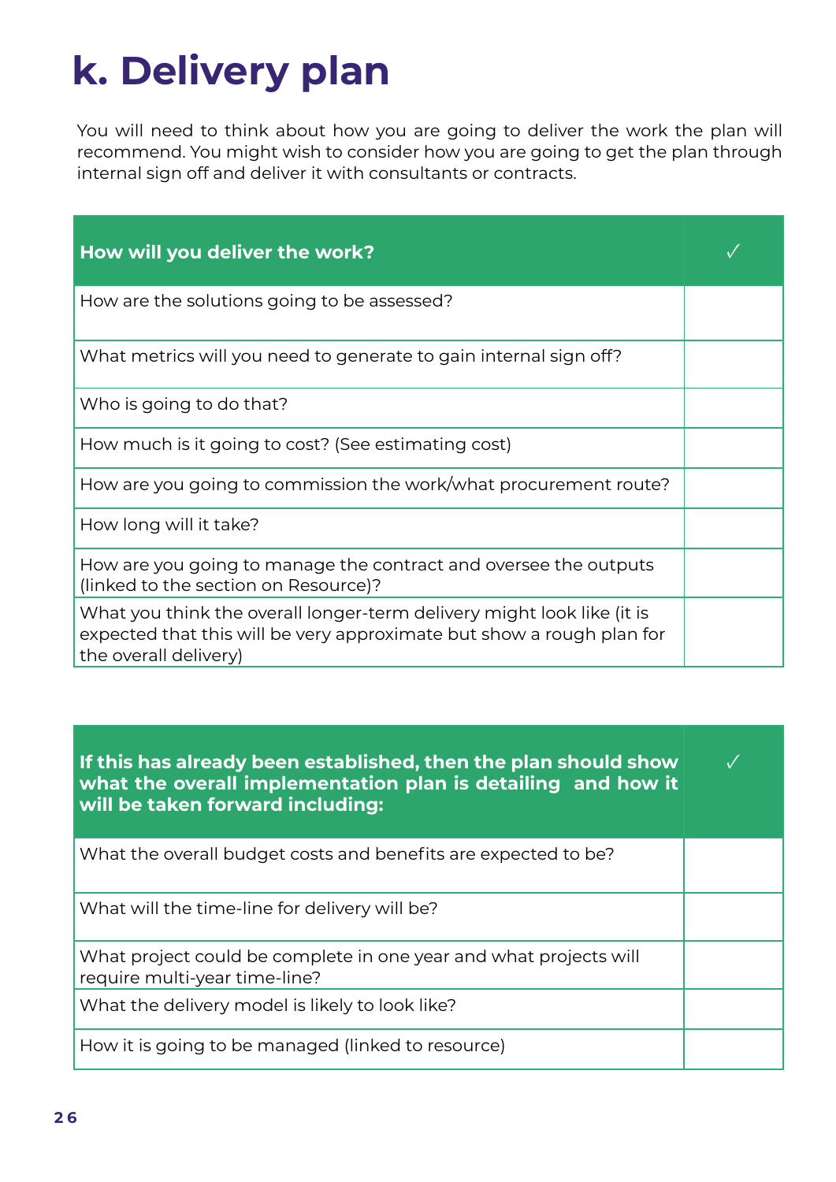# k. Delivery plan

You will need to think about how you are going to deliver the work the plan will recommend. You might wish to consider how you are going to get the plan through internal sign off and deliver it with consultants or contracts.

| How will you deliver the work? | ✓ |
|---|---|
| How are the solutions going to be assessed? | |
| What metrics will you need to generate to gain internal sign off? | |
| Who is going to do that? | |
| How much is it going to cost? (See estimating cost) | |
| How are you going to commission the work/what procurement route? | |
| How long will it take? | |
| How are you going to manage the contract and oversee the outputs (linked to the section on Resource)? | |
| What you think the overall longer-term delivery might look like (it is expected that this will be very approximate but show a rough plan for the overall delivery) | |

| If this has already been established, then the plan should show what the overall implementation plan is detailing and how it will be taken forward including: | ✓ |
|---|---|
| What the overall budget costs and benefits are expected to be? | |
| What will the time-line for delivery will be? | |
| What project could be complete in one year and what projects will require multi-year time-line? | |
| What the delivery model is likely to look like? | |
| How it is going to be managed (linked to resource) | |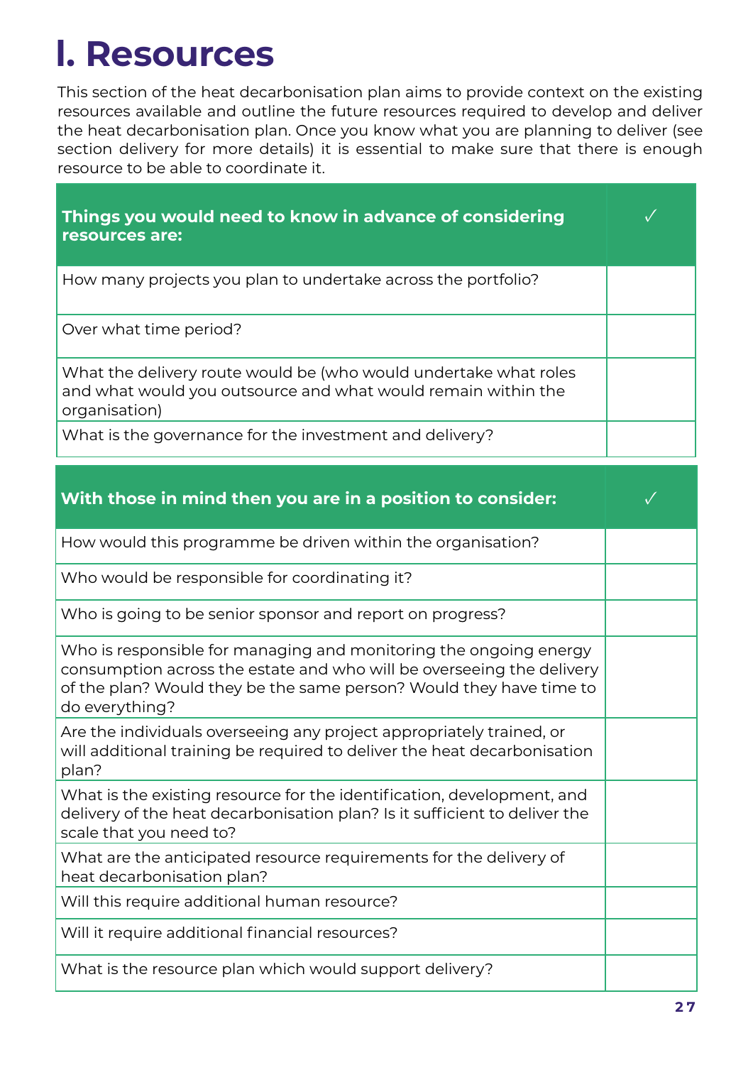# I. Resources

This section of the heat decarbonisation plan aims to provide context on the existing resources available and outline the future resources required to develop and deliver the heat decarbonisation plan. Once you know what you are planning to deliver (see section delivery for more details) it is essential to make sure that there is enough resource to be able to coordinate it.

| **Things you would need to know in advance of considering resources are:** | ✓ |
|---|---|
| How many projects you plan to undertake across the portfolio? | |
| Over what time period? | |
| What the delivery route would be (who would undertake what roles and what would you outsource and what would remain within the organisation) | |
| What is the governance for the investment and delivery? | |

| **With those in mind then you are in a position to consider:** | ✓ |
|---|---|
| How would this programme be driven within the organisation? | |
| Who would be responsible for coordinating it? | |
| Who is going to be senior sponsor and report on progress? | |
| Who is responsible for managing and monitoring the ongoing energy consumption across the estate and who will be overseeing the delivery of the plan? Would they be the same person? Would they have time to do everything? | |
| Are the individuals overseeing any project appropriately trained, or will additional training be required to deliver the heat decarbonisation plan? | |
| What is the existing resource for the identification, development, and delivery of the heat decarbonisation plan? Is it sufficient to deliver the scale that you need to? | |
| What are the anticipated resource requirements for the delivery of heat decarbonisation plan? | |
| Will this require additional human resource? | |
| Will it require additional financial resources? | |
| What is the resource plan which would support delivery? | |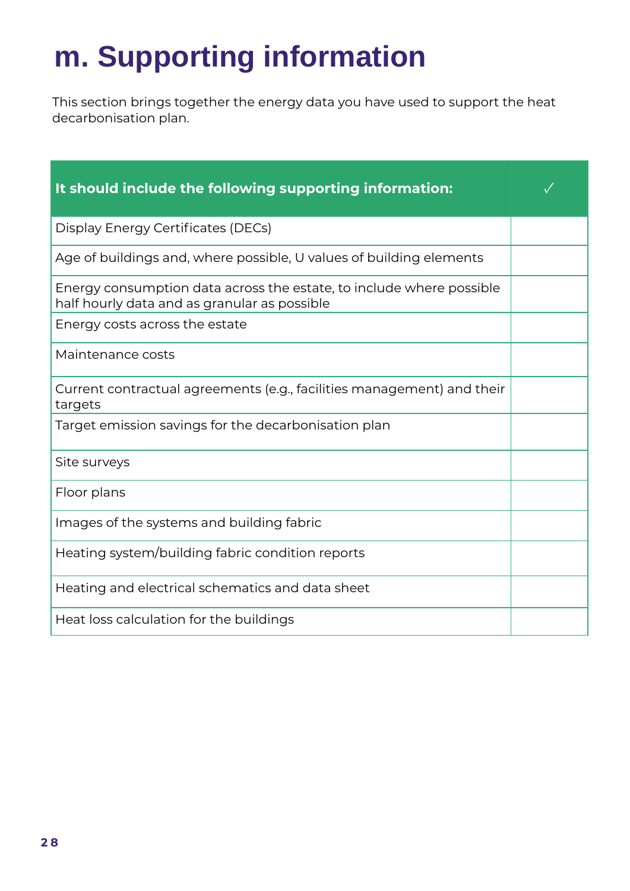# m. Supporting information

This section brings together the energy data you have used to support the heat decarbonisation plan.

| It should include the following supporting information: | ✓ |
|---|---|
| Display Energy Certificates (DECs) | |
| Age of buildings and, where possible, U values of building elements | |
| Energy consumption data across the estate, to include where possible half hourly data and as granular as possible | |
| Energy costs across the estate | |
| Maintenance costs | |
| Current contractual agreements (e.g., facilities management) and their targets | |
| Target emission savings for the decarbonisation plan | |
| Site surveys | |
| Floor plans | |
| Images of the systems and building fabric | |
| Heating system/building fabric condition reports | |
| Heating and electrical schematics and data sheet | |
| Heat loss calculation for the buildings | |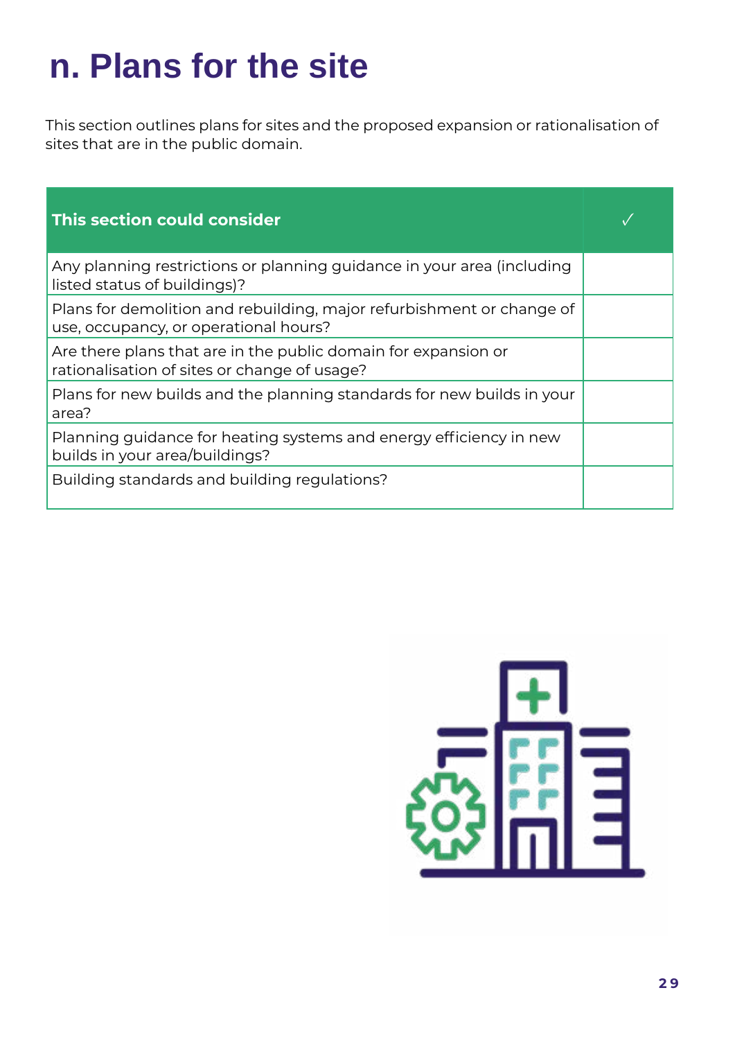# n. Plans for the site

This section outlines plans for sites and the proposed expansion or rationalisation of sites that are in the public domain.

| This section could consider | ✓ |
| --- | --- |
| Any planning restrictions or planning guidance in your area (including listed status of buildings)? | |
| Plans for demolition and rebuilding, major refurbishment or change of use, occupancy, or operational hours? | |
| Are there plans that are in the public domain for expansion or rationalisation of sites or change of usage? | |
| Plans for new builds and the planning standards for new builds in your area? | |
| Planning guidance for heating systems and energy efficiency in new builds in your area/buildings? | |
| Building standards and building regulations? | |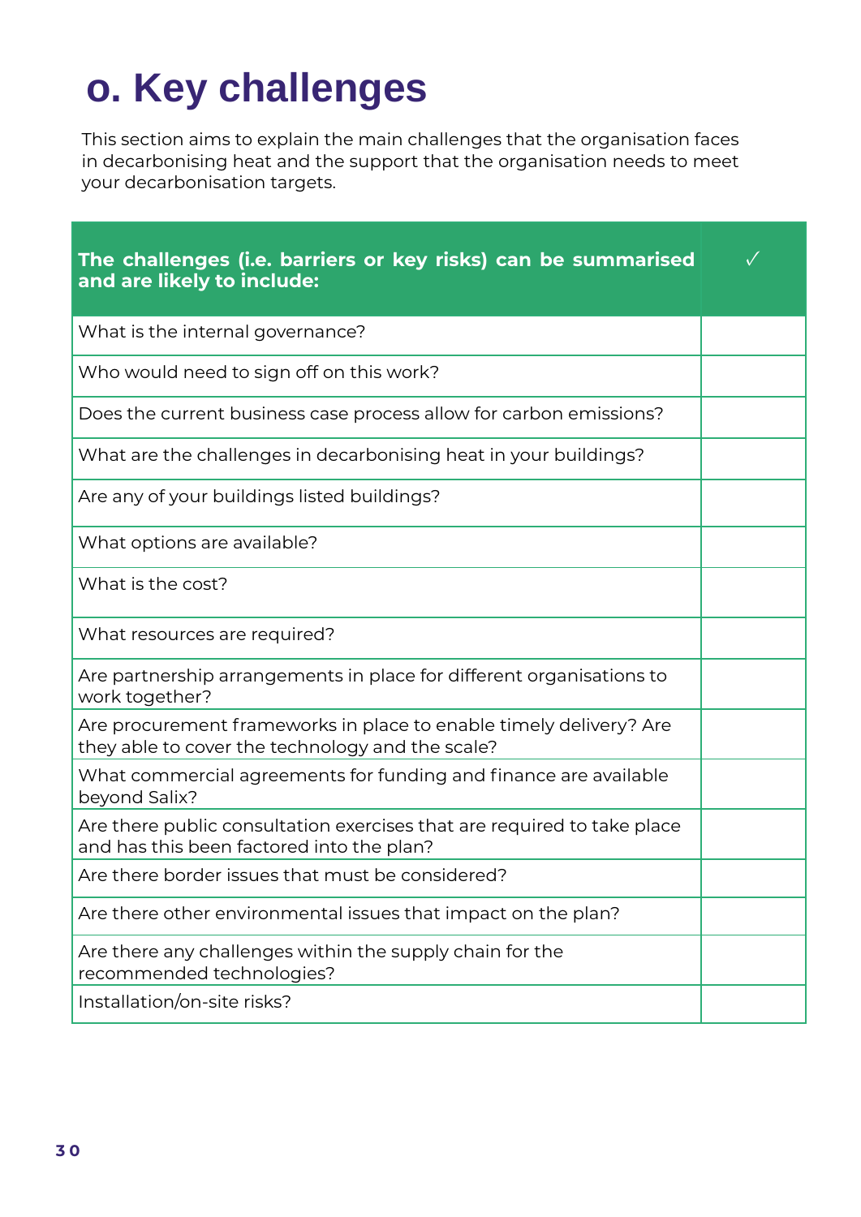# o. Key challenges

This section aims to explain the main challenges that the organisation faces in decarbonising heat and the support that the organisation needs to meet your decarbonisation targets.

| **The challenges (i.e. barriers or key risks) can be summarised and are likely to include:** | ✓ |
|---|---|
| What is the internal governance? | |
| Who would need to sign off on this work? | |
| Does the current business case process allow for carbon emissions? | |
| What are the challenges in decarbonising heat in your buildings? | |
| Are any of your buildings listed buildings? | |
| What options are available? | |
| What is the cost? | |
| What resources are required? | |
| Are partnership arrangements in place for different organisations to work together? | |
| Are procurement frameworks in place to enable timely delivery? Are they able to cover the technology and the scale? | |
| What commercial agreements for funding and finance are available beyond Salix? | |
| Are there public consultation exercises that are required to take place and has this been factored into the plan? | |
| Are there border issues that must be considered? | |
| Are there other environmental issues that impact on the plan? | |
| Are there any challenges within the supply chain for the recommended technologies? | |
| Installation/on-site risks? | |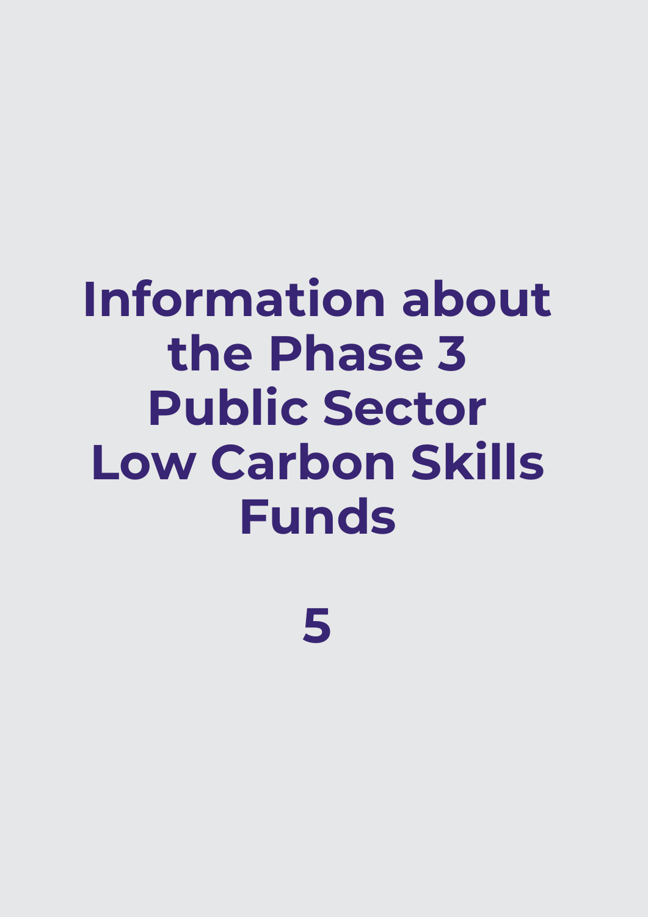# Information about the Phase 3 Public Sector Low Carbon Skills Funds

5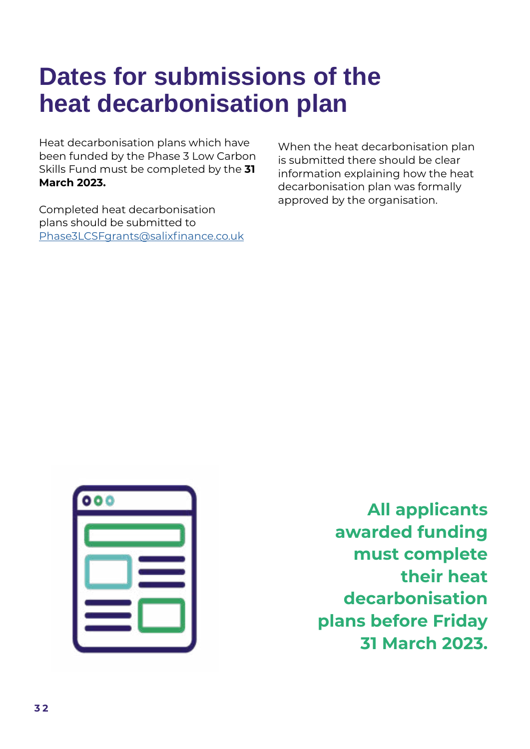# Dates for submissions of the heat decarbonisation plan

Heat decarbonisation plans which have been funded by the Phase 3 Low Carbon Skills Fund must be completed by the **31 March 2023.**

Completed heat decarbonisation plans should be submitted to [Phase3LCSFgrants@salixfinance.co.uk](mailto:Phase3LCSFgrants@salixfinance.co.uk)

When the heat decarbonisation plan is submitted there should be clear information explaining how the heat decarbonisation plan was formally approved by the organisation.

**All applicants awarded funding must complete their heat decarbonisation plans before Friday 31 March 2023.**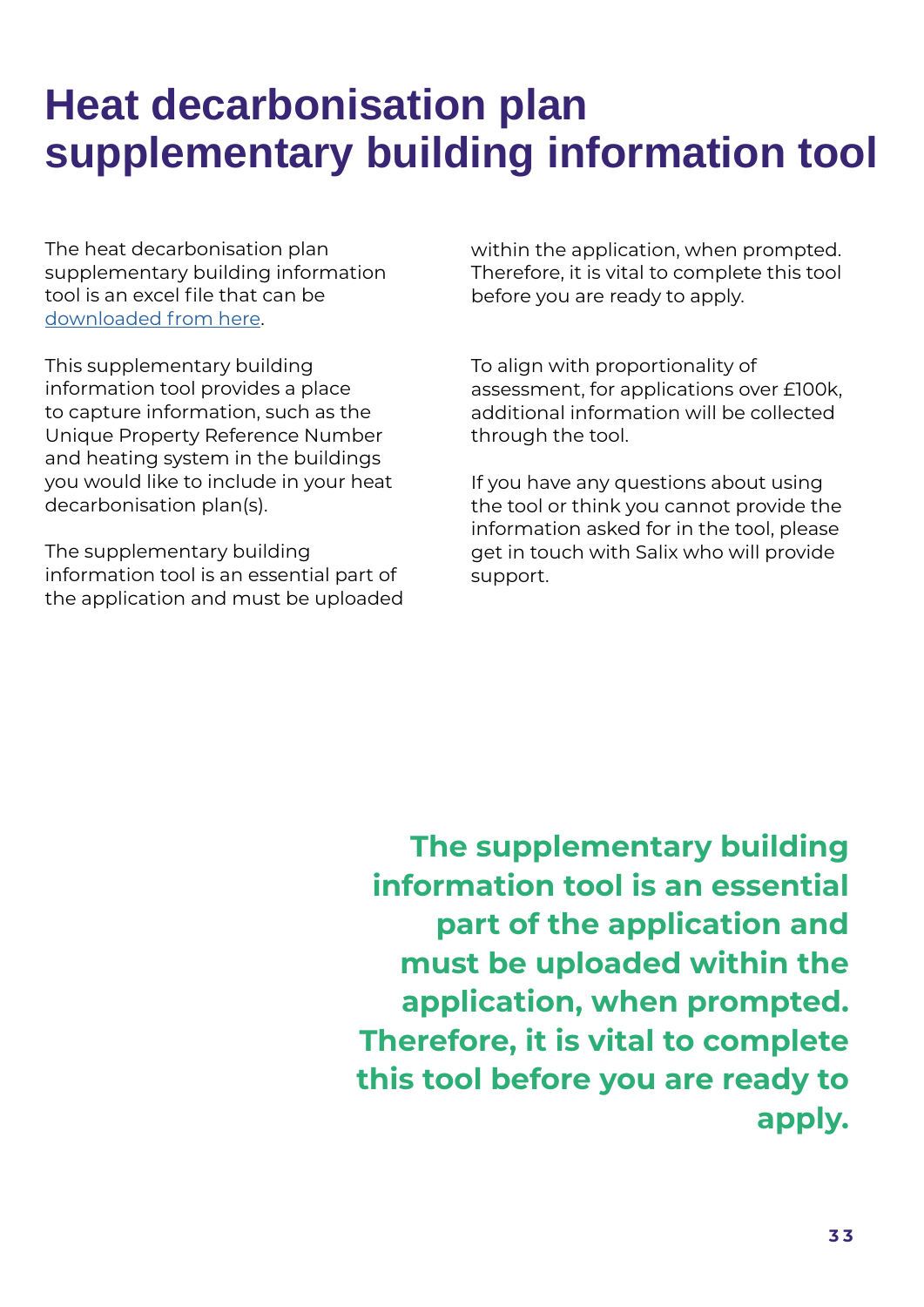# Heat decarbonisation plan supplementary building information tool

The heat decarbonisation plan supplementary building information tool is an excel file that can be [downloaded from here](downloaded from here).

This supplementary building information tool provides a place to capture information, such as the Unique Property Reference Number and heating system in the buildings you would like to include in your heat decarbonisation plan(s).

The supplementary building information tool is an essential part of the application and must be uploaded within the application, when prompted. Therefore, it is vital to complete this tool before you are ready to apply.

To align with proportionality of assessment, for applications over £100k, additional information will be collected through the tool.

If you have any questions about using the tool or think you cannot provide the information asked for in the tool, please get in touch with Salix who will provide support.

**The supplementary building information tool is an essential part of the application and must be uploaded within the application, when prompted. Therefore, it is vital to complete this tool before you are ready to apply.**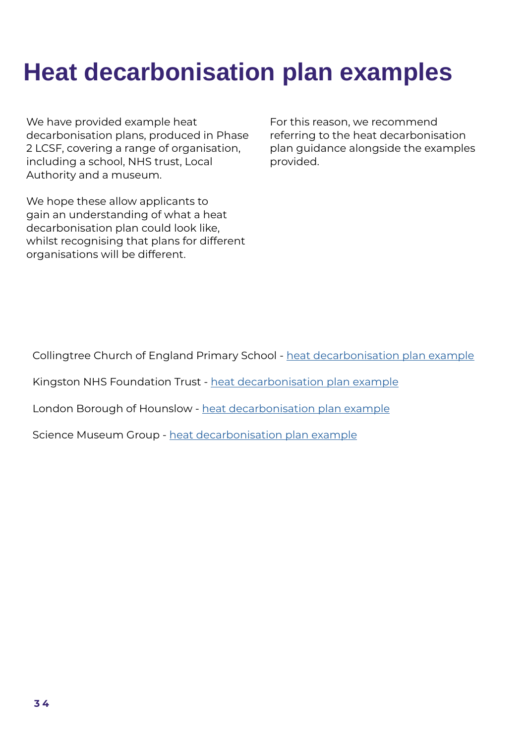# Heat decarbonisation plan examples

We have provided example heat decarbonisation plans, produced in Phase 2 LCSF, covering a range of organisation, including a school, NHS trust, Local Authority and a museum.

We hope these allow applicants to gain an understanding of what a heat decarbonisation plan could look like, whilst recognising that plans for different organisations will be different.

For this reason, we recommend referring to the heat decarbonisation plan guidance alongside the examples provided.

Collingtree Church of England Primary School - heat decarbonisation plan example

Kingston NHS Foundation Trust - heat decarbonisation plan example

London Borough of Hounslow - heat decarbonisation plan example

Science Museum Group - heat decarbonisation plan example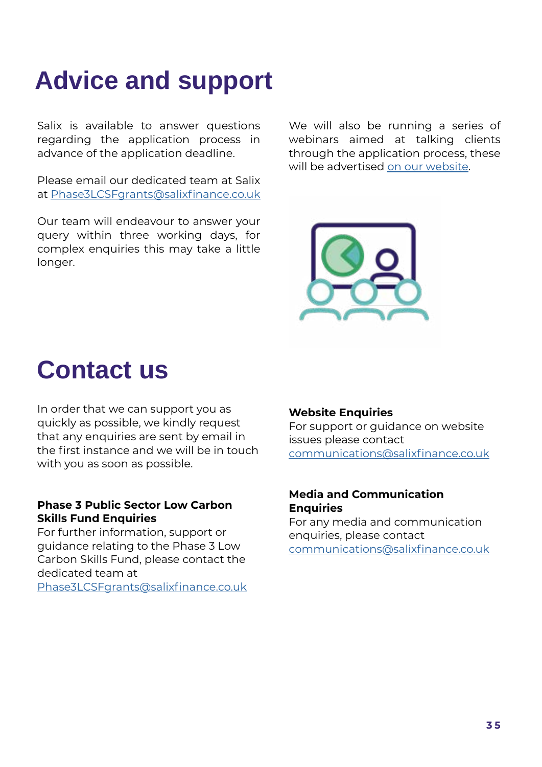# Advice and support

Salix is available to answer questions regarding the application process in advance of the application deadline.

Please email our dedicated team at Salix at Phase3LCSFgrants@salixfinance.co.uk

Our team will endeavour to answer your query within three working days, for complex enquiries this may take a little longer.

We will also be running a series of webinars aimed at talking clients through the application process, these will be advertised on our website.

# Contact us

In order that we can support you as quickly as possible, we kindly request that any enquiries are sent by email in the first instance and we will be in touch with you as soon as possible.

**Phase 3 Public Sector Low Carbon Skills Fund Enquiries**
For further information, support or guidance relating to the Phase 3 Low Carbon Skills Fund, please contact the dedicated team at Phase3LCSFgrants@salixfinance.co.uk

**Website Enquiries**
For support or guidance on website issues please contact communications@salixfinance.co.uk

**Media and Communication Enquiries**
For any media and communication enquiries, please contact communications@salixfinance.co.uk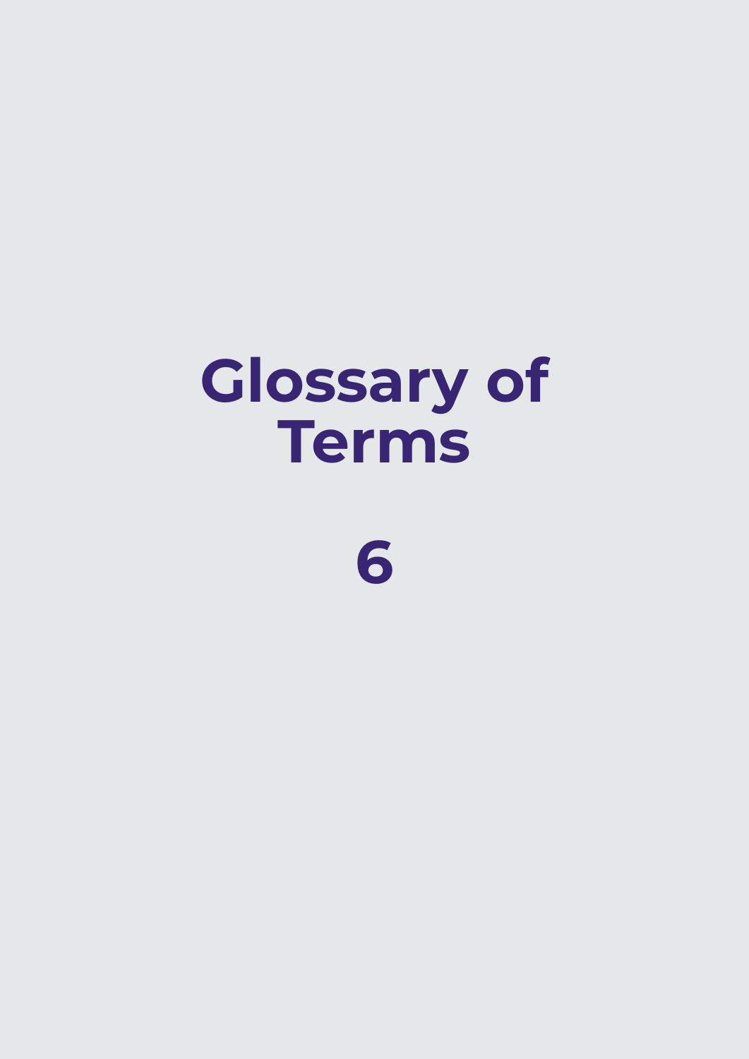# Glossary of Terms

# 6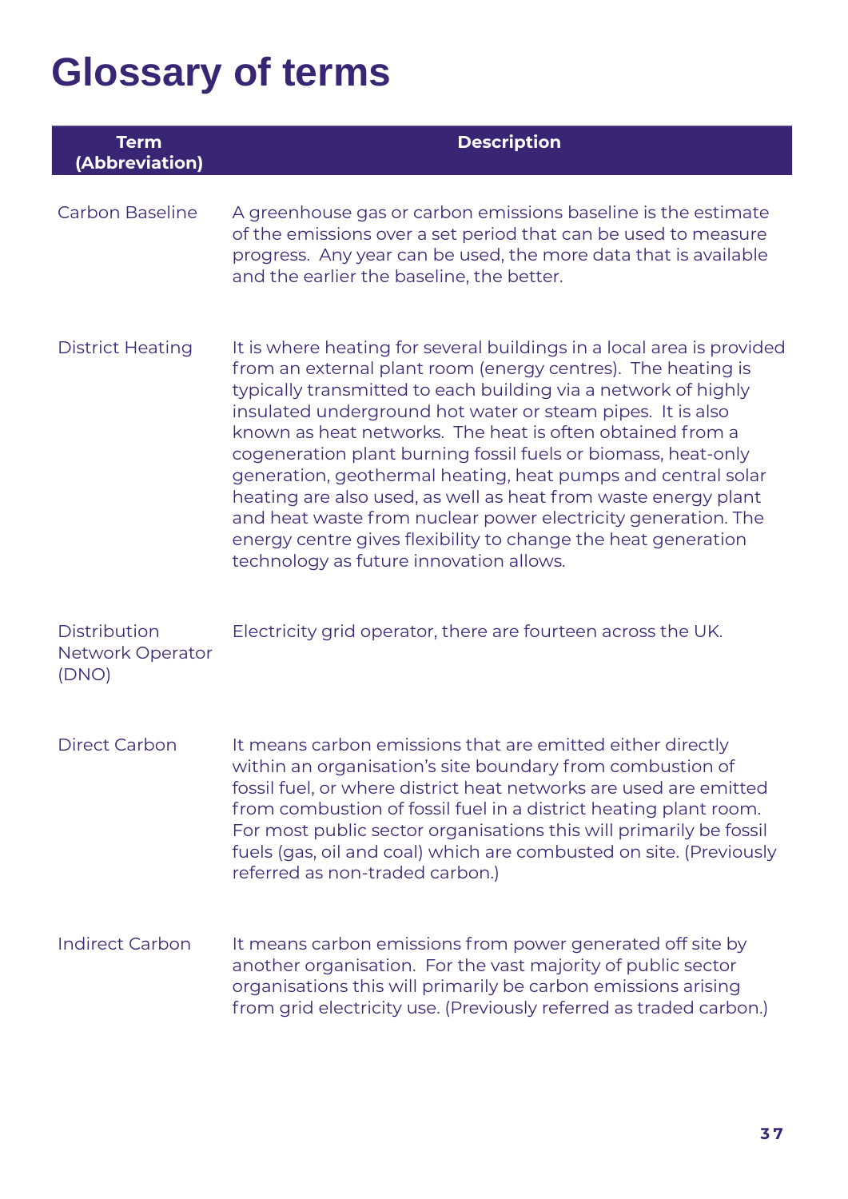# Glossary of terms

| Term (Abbreviation) | Description |
|---|---|
| Carbon Baseline | A greenhouse gas or carbon emissions baseline is the estimate of the emissions over a set period that can be used to measure progress. Any year can be used, the more data that is available and the earlier the baseline, the better. |
| District Heating | It is where heating for several buildings in a local area is provided from an external plant room (energy centres). The heating is typically transmitted to each building via a network of highly insulated underground hot water or steam pipes. It is also known as heat networks. The heat is often obtained from a cogeneration plant burning fossil fuels or biomass, heat-only generation, geothermal heating, heat pumps and central solar heating are also used, as well as heat from waste energy plant and heat waste from nuclear power electricity generation. The energy centre gives flexibility to change the heat generation technology as future innovation allows. |
| Distribution Network Operator (DNO) | Electricity grid operator, there are fourteen across the UK. |
| Direct Carbon | It means carbon emissions that are emitted either directly within an organisation's site boundary from combustion of fossil fuel, or where district heat networks are used are emitted from combustion of fossil fuel in a district heating plant room. For most public sector organisations this will primarily be fossil fuels (gas, oil and coal) which are combusted on site. (Previously referred as non-traded carbon.) |
| Indirect Carbon | It means carbon emissions from power generated off site by another organisation. For the vast majority of public sector organisations this will primarily be carbon emissions arising from grid electricity use. (Previously referred as traded carbon.) |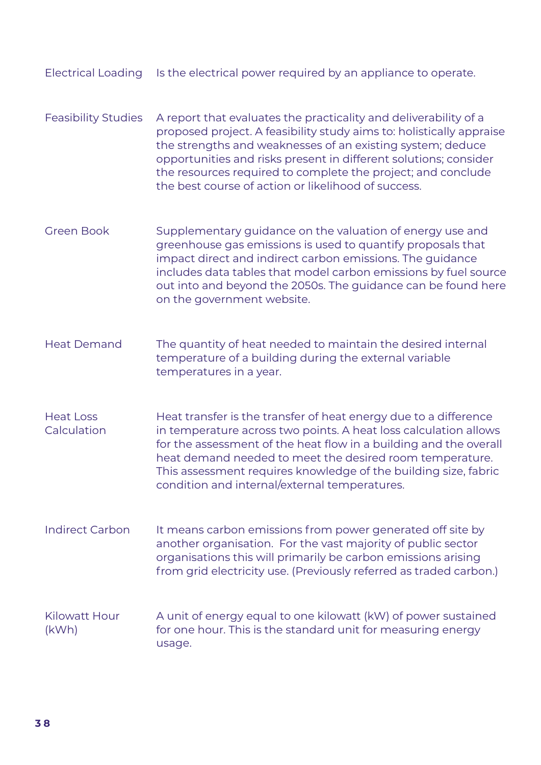| | |
|---|---|
| Electrical Loading | Is the electrical power required by an appliance to operate. |
| Feasibility Studies | A report that evaluates the practicality and deliverability of a proposed project. A feasibility study aims to: holistically appraise the strengths and weaknesses of an existing system; deduce opportunities and risks present in different solutions; consider the resources required to complete the project; and conclude the best course of action or likelihood of success. |
| Green Book | Supplementary guidance on the valuation of energy use and greenhouse gas emissions is used to quantify proposals that impact direct and indirect carbon emissions. The guidance includes data tables that model carbon emissions by fuel source out into and beyond the 2050s. The guidance can be found here on the government website. |
| Heat Demand | The quantity of heat needed to maintain the desired internal temperature of a building during the external variable temperatures in a year. |
| Heat Loss Calculation | Heat transfer is the transfer of heat energy due to a difference in temperature across two points. A heat loss calculation allows for the assessment of the heat flow in a building and the overall heat demand needed to meet the desired room temperature. This assessment requires knowledge of the building size, fabric condition and internal/external temperatures. |
| Indirect Carbon | It means carbon emissions from power generated off site by another organisation. For the vast majority of public sector organisations this will primarily be carbon emissions arising from grid electricity use. (Previously referred as traded carbon.) |
| Kilowatt Hour (kWh) | A unit of energy equal to one kilowatt (kW) of power sustained for one hour. This is the standard unit for measuring energy usage. |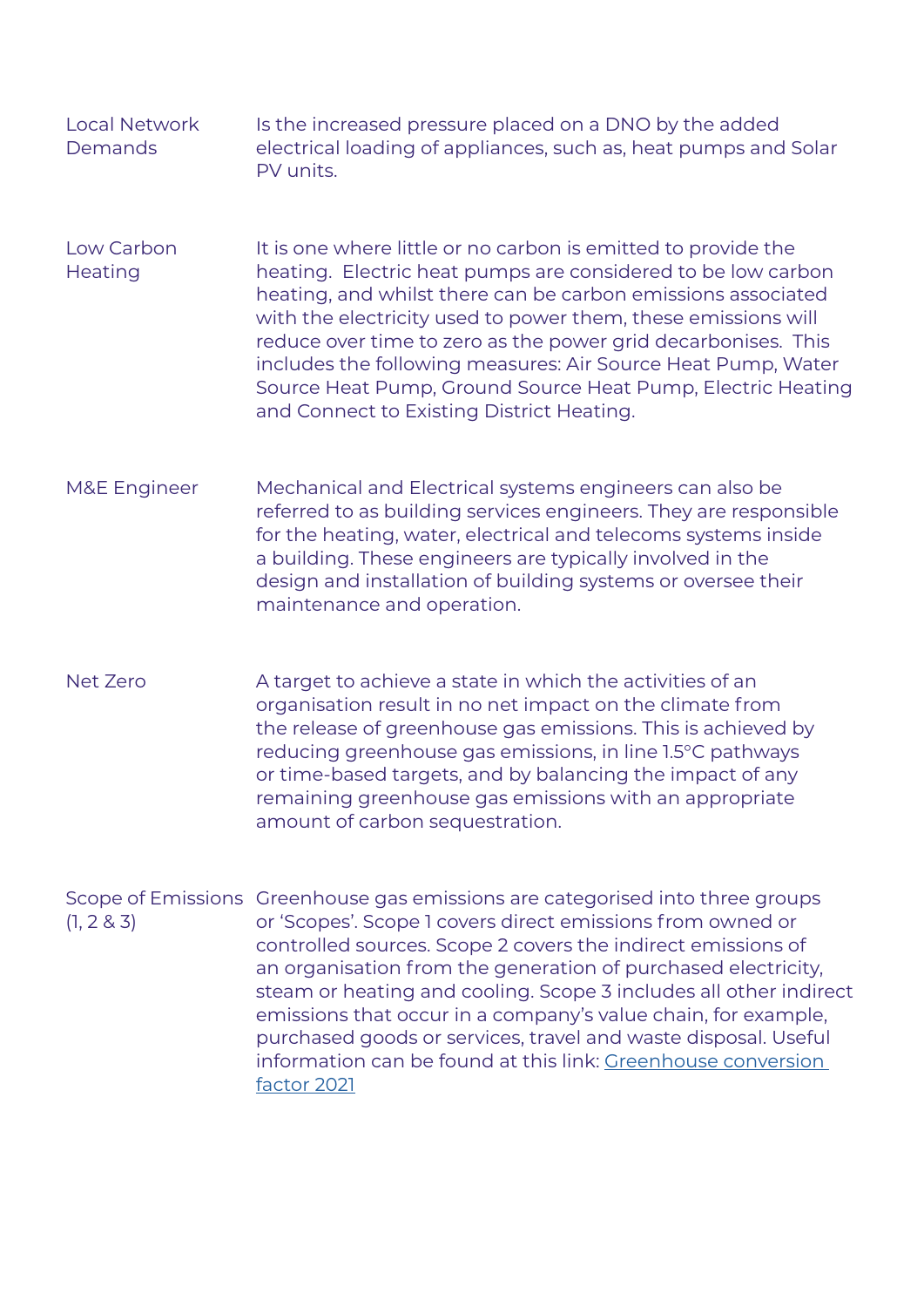| | |
|---|---|
| Local Network Demands | Is the increased pressure placed on a DNO by the added electrical loading of appliances, such as, heat pumps and Solar PV units. |
| Low Carbon Heating | It is one where little or no carbon is emitted to provide the heating. Electric heat pumps are considered to be low carbon heating, and whilst there can be carbon emissions associated with the electricity used to power them, these emissions will reduce over time to zero as the power grid decarbonises. This includes the following measures: Air Source Heat Pump, Water Source Heat Pump, Ground Source Heat Pump, Electric Heating and Connect to Existing District Heating. |
| M&E Engineer | Mechanical and Electrical systems engineers can also be referred to as building services engineers. They are responsible for the heating, water, electrical and telecoms systems inside a building. These engineers are typically involved in the design and installation of building systems or oversee their maintenance and operation. |
| Net Zero | A target to achieve a state in which the activities of an organisation result in no net impact on the climate from the release of greenhouse gas emissions. This is achieved by reducing greenhouse gas emissions, in line 1.5°C pathways or time-based targets, and by balancing the impact of any remaining greenhouse gas emissions with an appropriate amount of carbon sequestration. |
| Scope of Emissions (1, 2 & 3) | Greenhouse gas emissions are categorised into three groups or 'Scopes'. Scope 1 covers direct emissions from owned or controlled sources. Scope 2 covers the indirect emissions of an organisation from the generation of purchased electricity, steam or heating and cooling. Scope 3 includes all other indirect emissions that occur in a company's value chain, for example, purchased goods or services, travel and waste disposal. Useful information can be found at this link: Greenhouse conversion factor 2021 |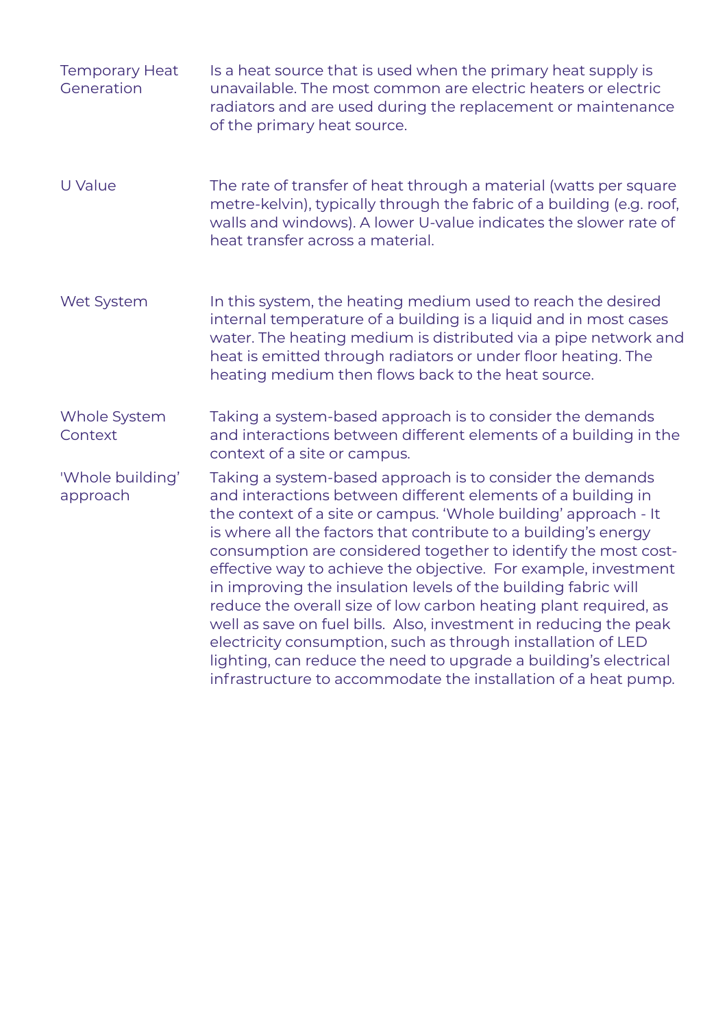| | |
|---|---|
| Temporary Heat Generation | Is a heat source that is used when the primary heat supply is unavailable. The most common are electric heaters or electric radiators and are used during the replacement or maintenance of the primary heat source. |
| U Value | The rate of transfer of heat through a material (watts per square metre-kelvin), typically through the fabric of a building (e.g. roof, walls and windows). A lower U-value indicates the slower rate of heat transfer across a material. |
| Wet System | In this system, the heating medium used to reach the desired internal temperature of a building is a liquid and in most cases water. The heating medium is distributed via a pipe network and heat is emitted through radiators or under floor heating. The heating medium then flows back to the heat source. |
| Whole System Context | Taking a system-based approach is to consider the demands and interactions between different elements of a building in the context of a site or campus. |
| 'Whole building' approach | Taking a system-based approach is to consider the demands and interactions between different elements of a building in the context of a site or campus. 'Whole building' approach - It is where all the factors that contribute to a building's energy consumption are considered together to identify the most cost-effective way to achieve the objective. For example, investment in improving the insulation levels of the building fabric will reduce the overall size of low carbon heating plant required, as well as save on fuel bills. Also, investment in reducing the peak electricity consumption, such as through installation of LED lighting, can reduce the need to upgrade a building's electrical infrastructure to accommodate the installation of a heat pump. |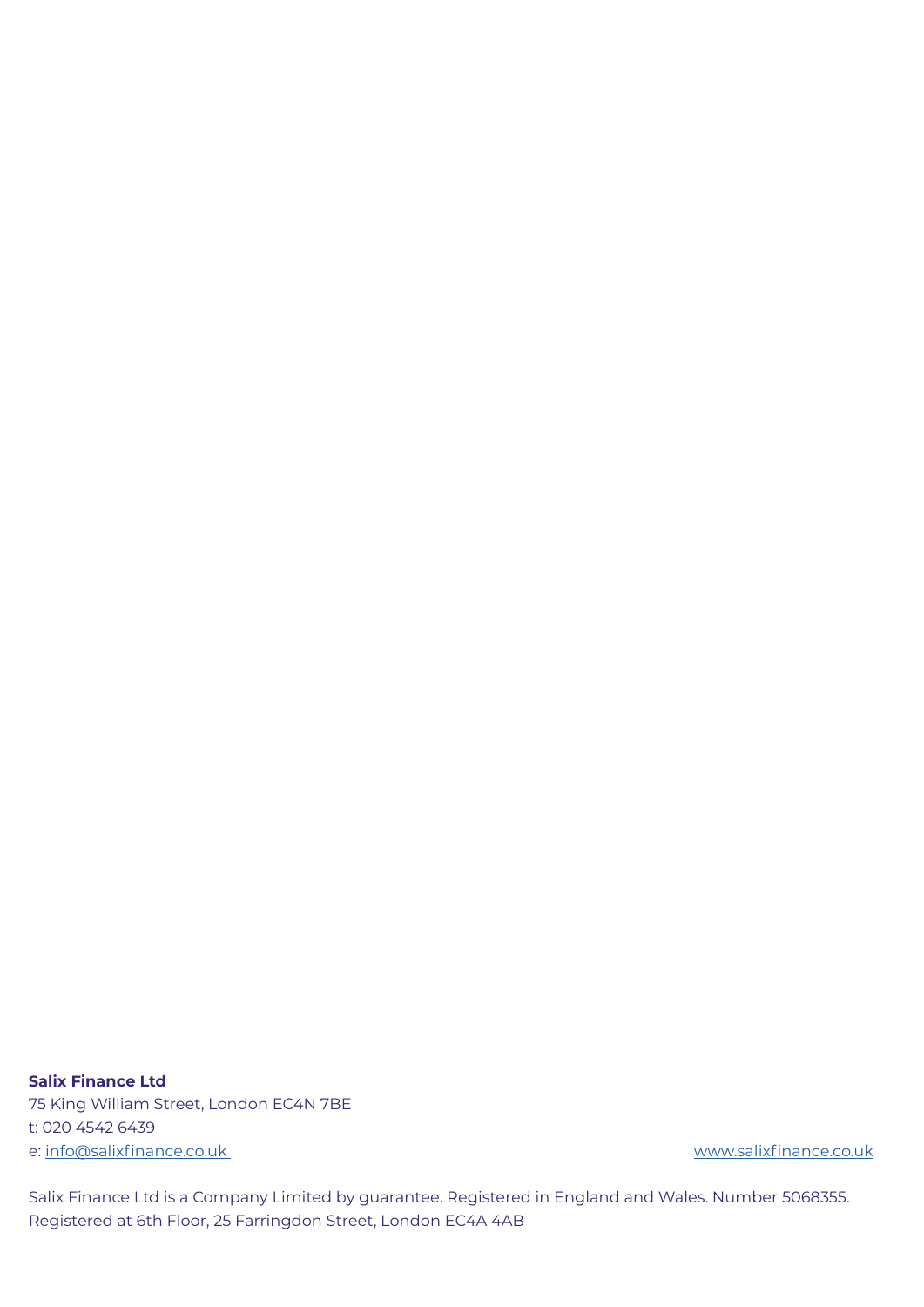**Salix Finance Ltd**
75 King William Street, London EC4N 7BE
t: 020 4542 6439
e: info@salixfinance.co.uk

www.salixfinance.co.uk

Salix Finance Ltd is a Company Limited by guarantee. Registered in England and Wales. Number 5068355.
Registered at 6th Floor, 25 Farringdon Street, London EC4A 4AB